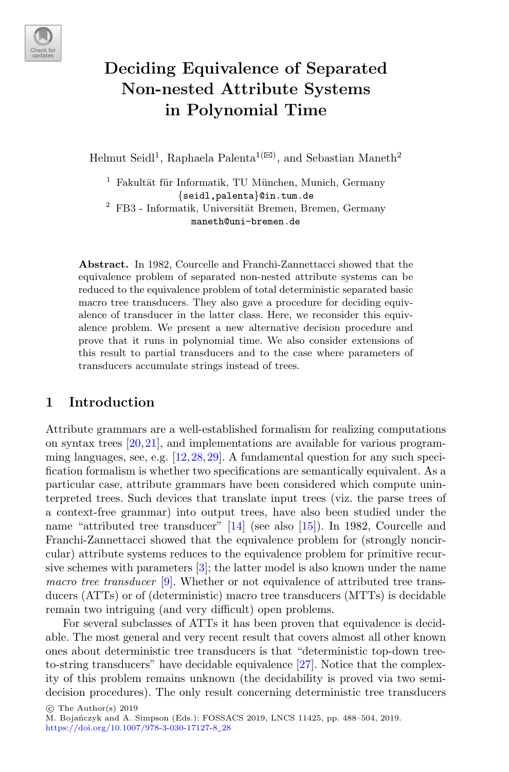# Deciding Equivalence of Separated Non-nested Attribute Systems in Polynomial Time

Helmut Seidl[1], Raphaela Palenta[1(✉)], and Sebastian Maneth[2]

[1] Fakultät für Informatik, TU München, Munich, Germany
{seidl,palenta}@in.tum.de

[2] FB3 - Informatik, Universität Bremen, Bremen, Germany
maneth@uni-bremen.de

**Abstract.** In 1982, Courcelle and Franchi-Zannettacci showed that the equivalence problem of separated non-nested attribute systems can be reduced to the equivalence problem of total deterministic separated basic macro tree transducers. They also gave a procedure for deciding equivalence of transducer in the latter class. Here, we reconsider this equivalence problem. We present a new alternative decision procedure and prove that it runs in polynomial time. We also consider extensions of this result to partial transducers and to the case where parameters of transducers accumulate strings instead of trees.

## 1 Introduction

Attribute grammars are a well-established formalism for realizing computations on syntax trees [20,21], and implementations are available for various programming languages, see, e.g. [12,28,29]. A fundamental question for any such specification formalism is whether two specifications are semantically equivalent. As a particular case, attribute grammars have been considered which compute uninterpreted trees. Such devices that translate input trees (viz. the parse trees of a context-free grammar) into output trees, have also been studied under the name "attributed tree transducer" [14] (see also [15]). In 1982, Courcelle and Franchi-Zannettacci showed that the equivalence problem for (strongly noncircular) attribute systems reduces to the equivalence problem for primitive recursive schemes with parameters [3]; the latter model is also known under the name *macro tree transducer* [9]. Whether or not equivalence of attributed tree transducers (ATTs) or of (deterministic) macro tree transducers (MTTs) is decidable remain two intriguing (and very difficult) open problems.

For several subclasses of ATTs it has been proven that equivalence is decidable. The most general and very recent result that covers almost all other known ones about deterministic tree transducers is that "deterministic top-down tree-to-string transducers" have decidable equivalence [27]. Notice that the complexity of this problem remains unknown (the decidability is proved via two semi-decision procedures). The only result concerning deterministic tree transducers

© The Author(s) 2019
M. Bojańczyk and A. Simpson (Eds.): FOSSACS 2019, LNCS 11425, pp. 488–504, 2019.
https://doi.org/10.1007/978-3-030-17127-8_28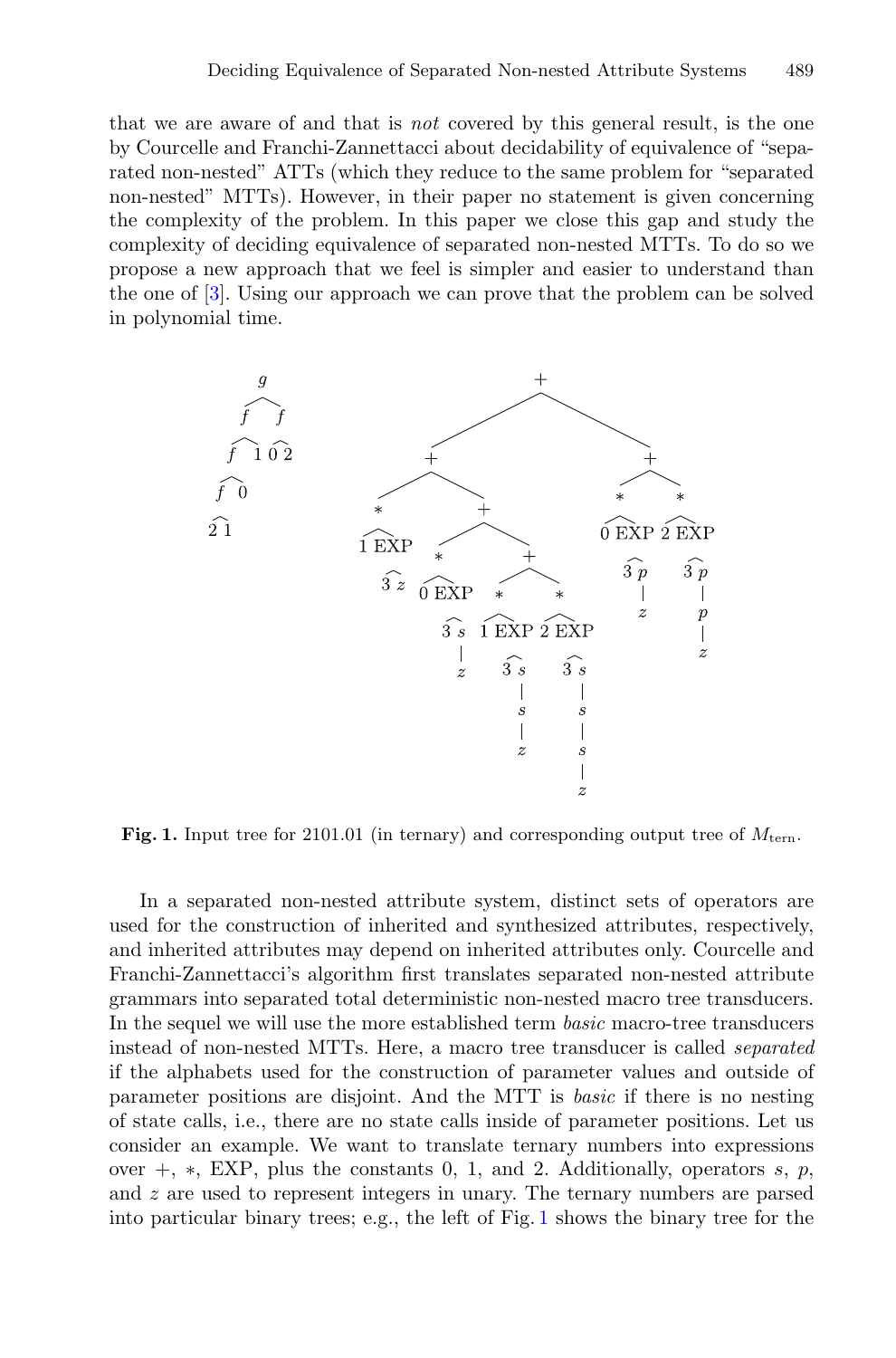that we are aware of and that is *not* covered by this general result, is the one by Courcelle and Franchi-Zannettacci about decidability of equivalence of "separated non-nested" ATTs (which they reduce to the same problem for "separated non-nested" MTTs). However, in their paper no statement is given concerning the complexity of the problem. In this paper we close this gap and study the complexity of deciding equivalence of separated non-nested MTTs. To do so we propose a new approach that we feel is simpler and easier to understand than the one of [3]. Using our approach we can prove that the problem can be solved in polynomial time.

**Fig. 1.** Input tree for 2101.01 (in ternary) and corresponding output tree of $M_{\text{tern}}$.

In a separated non-nested attribute system, distinct sets of operators are used for the construction of inherited and synthesized attributes, respectively, and inherited attributes may depend on inherited attributes only. Courcelle and Franchi-Zannettacci's algorithm first translates separated non-nested attribute grammars into separated total deterministic non-nested macro tree transducers. In the sequel we will use the more established term *basic* macro-tree transducers instead of non-nested MTTs. Here, a macro tree transducer is called *separated* if the alphabets used for the construction of parameter values and outside of parameter positions are disjoint. And the MTT is *basic* if there is no nesting of state calls, i.e., there are no state calls inside of parameter positions. Let us consider an example. We want to translate ternary numbers into expressions over $+$, $*$, EXP, plus the constants 0, 1, and 2. Additionally, operators $s$, $p$, and $z$ are used to represent integers in unary. The ternary numbers are parsed into particular binary trees; e.g., the left of Fig. 1 shows the binary tree for the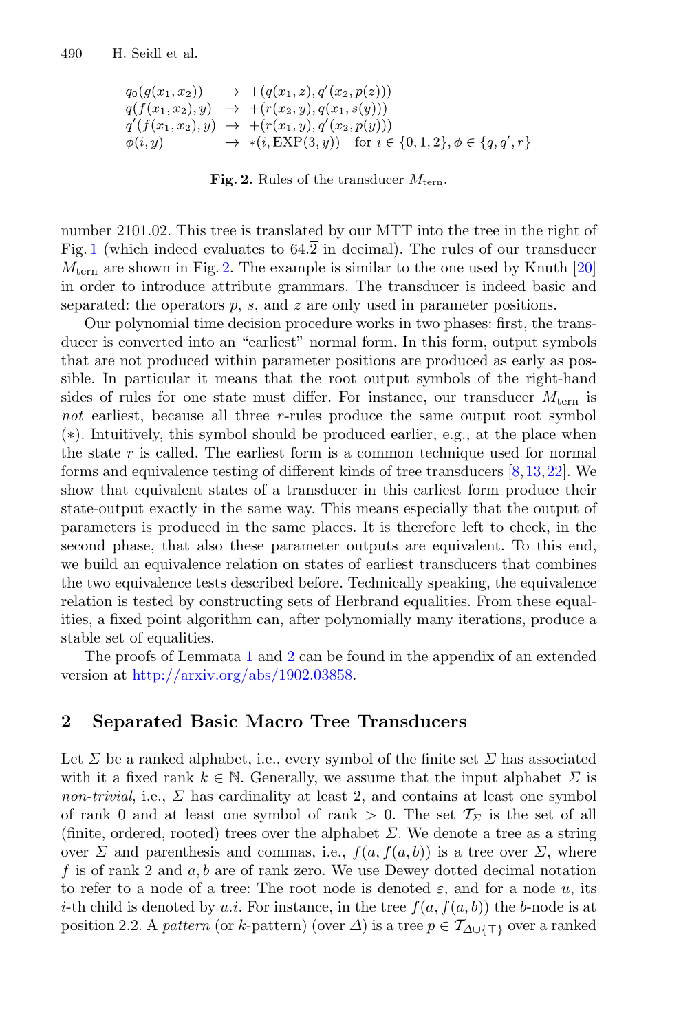$$
\begin{array}{lll}
q_0(g(x_1,x_2)) & \to & +(q(x_1,z), q'(x_2,p(z))) \\
q(f(x_1,x_2),y) & \to & +(r(x_2,y), q(x_1,s(y))) \\
q'(f(x_1,x_2),y) & \to & +(r(x_1,y), q'(x_2,p(y))) \\
\phi(i,y) & \to & *(i, \mathrm{EXP}(3,y)) \quad \text{for } i \in \{0,1,2\}, \phi \in \{q,q',r\}
\end{array}
$$

**Fig. 2.** Rules of the transducer $M_{\text{tern}}$.

number 2101.02. This tree is translated by our MTT into the tree in the right of Fig. 1 (which indeed evaluates to $64.\overline{2}$ in decimal). The rules of our transducer $M_{\text{tern}}$ are shown in Fig. 2. The example is similar to the one used by Knuth [20] in order to introduce attribute grammars. The transducer is indeed basic and separated: the operators $p$, $s$, and $z$ are only used in parameter positions.

Our polynomial time decision procedure works in two phases: first, the transducer is converted into an "earliest" normal form. In this form, output symbols that are not produced within parameter positions are produced as early as possible. In particular it means that the root output symbols of the right-hand sides of rules for one state must differ. For instance, our transducer $M_{\text{tern}}$ is *not* earliest, because all three $r$-rules produce the same output root symbol ($*$). Intuitively, this symbol should be produced earlier, e.g., at the place when the state $r$ is called. The earliest form is a common technique used for normal forms and equivalence testing of different kinds of tree transducers [8,13,22]. We show that equivalent states of a transducer in this earliest form produce their state-output exactly in the same way. This means especially that the output of parameters is produced in the same places. It is therefore left to check, in the second phase, that also these parameter outputs are equivalent. To this end, we build an equivalence relation on states of earliest transducers that combines the two equivalence tests described before. Technically speaking, the equivalence relation is tested by constructing sets of Herbrand equalities. From these equalities, a fixed point algorithm can, after polynomially many iterations, produce a stable set of equalities.

The proofs of Lemmata 1 and 2 can be found in the appendix of an extended version at http://arxiv.org/abs/1902.03858.

## 2 Separated Basic Macro Tree Transducers

Let $\Sigma$ be a ranked alphabet, i.e., every symbol of the finite set $\Sigma$ has associated with it a fixed rank $k \in \mathbb{N}$. Generally, we assume that the input alphabet $\Sigma$ is *non-trivial*, i.e., $\Sigma$ has cardinality at least 2, and contains at least one symbol of rank 0 and at least one symbol of rank $> 0$. The set $\mathcal{T}_\Sigma$ is the set of all (finite, ordered, rooted) trees over the alphabet $\Sigma$. We denote a tree as a string over $\Sigma$ and parenthesis and commas, i.e., $f(a, f(a, b))$ is a tree over $\Sigma$, where $f$ is of rank 2 and $a, b$ are of rank zero. We use Dewey dotted decimal notation to refer to a node of a tree: The root node is denoted $\varepsilon$, and for a node $u$, its $i$-th child is denoted by $u.i$. For instance, in the tree $f(a, f(a, b))$ the $b$-node is at position 2.2. A *pattern* (or $k$-pattern) (over $\Delta$) is a tree $p \in \mathcal{T}_{\Delta \cup \{\top\}}$ over a ranked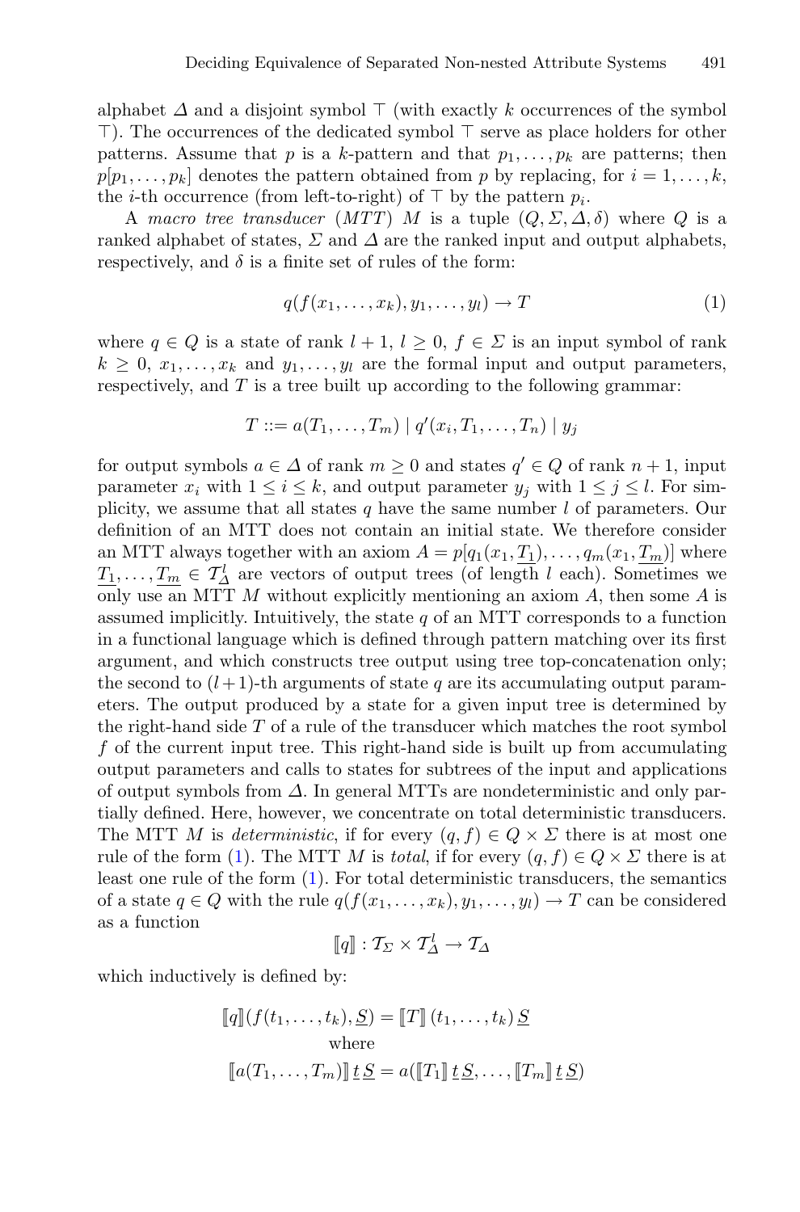alphabet $\Delta$ and a disjoint symbol $\top$ (with exactly $k$ occurrences of the symbol $\top$). The occurrences of the dedicated symbol $\top$ serve as place holders for other patterns. Assume that $p$ is a $k$-pattern and that $p_1, \ldots, p_k$ are patterns; then $p[p_1, \ldots, p_k]$ denotes the pattern obtained from $p$ by replacing, for $i = 1, \ldots, k$, the $i$-th occurrence (from left-to-right) of $\top$ by the pattern $p_i$.

A *macro tree transducer* (*MTT*) $M$ is a tuple $(Q, \Sigma, \Delta, \delta)$ where $Q$ is a ranked alphabet of states, $\Sigma$ and $\Delta$ are the ranked input and output alphabets, respectively, and $\delta$ is a finite set of rules of the form:

$$q(f(x_1, \ldots, x_k), y_1, \ldots, y_l) \rightarrow T \tag{1}$$

where $q \in Q$ is a state of rank $l+1$, $l \geq 0$, $f \in \Sigma$ is an input symbol of rank $k \geq 0$, $x_1, \ldots, x_k$ and $y_1, \ldots, y_l$ are the formal input and output parameters, respectively, and $T$ is a tree built up according to the following grammar:

$$T ::= a(T_1, \ldots, T_m) \mid q'(x_i, T_1, \ldots, T_n) \mid y_j$$

for output symbols $a \in \Delta$ of rank $m \geq 0$ and states $q' \in Q$ of rank $n+1$, input parameter $x_i$ with $1 \leq i \leq k$, and output parameter $y_j$ with $1 \leq j \leq l$. For simplicity, we assume that all states $q$ have the same number $l$ of parameters. Our definition of an MTT does not contain an initial state. We therefore consider an MTT always together with an axiom $A = p[q_1(x_1, \underline{T_1}), \ldots, q_m(x_1, \underline{T_m})]$ where $\underline{T_1}, \ldots, \underline{T_m} \in \mathcal{T}_\Delta^l$ are vectors of output trees (of length $l$ each). Sometimes we only use an MTT $M$ without explicitly mentioning an axiom $A$, then some $A$ is assumed implicitly. Intuitively, the state $q$ of an MTT corresponds to a function in a functional language which is defined through pattern matching over its first argument, and which constructs tree output using tree top-concatenation only; the second to $(l+1)$-th arguments of state $q$ are its accumulating output parameters. The output produced by a state for a given input tree is determined by the right-hand side $T$ of a rule of the transducer which matches the root symbol $f$ of the current input tree. This right-hand side is built up from accumulating output parameters and calls to states for subtrees of the input and applications of output symbols from $\Delta$. In general MTTs are nondeterministic and only partially defined. Here, however, we concentrate on total deterministic transducers. The MTT $M$ is *deterministic*, if for every $(q, f) \in Q \times \Sigma$ there is at most one rule of the form (1). The MTT $M$ is *total*, if for every $(q, f) \in Q \times \Sigma$ there is at least one rule of the form (1). For total deterministic transducers, the semantics of a state $q \in Q$ with the rule $q(f(x_1, \ldots, x_k), y_1, \ldots, y_l) \rightarrow T$ can be considered as a function

$$[\![q]\!] : \mathcal{T}_\Sigma \times \mathcal{T}_\Delta^l \rightarrow \mathcal{T}_\Delta$$

which inductively is defined by:

$$[\![q]\!](f(t_1, \ldots, t_k), \underline{S}) = [\![T]\!]\,(t_1, \ldots, t_k)\,\underline{S}$$

where

$$[\![a(T_1, \ldots, T_m)]\!]\,\underline{t}\,\underline{S} = a([\![T_1]\!]\,\underline{t}\,\underline{S}, \ldots, [\![T_m]\!]\,\underline{t}\,\underline{S})$$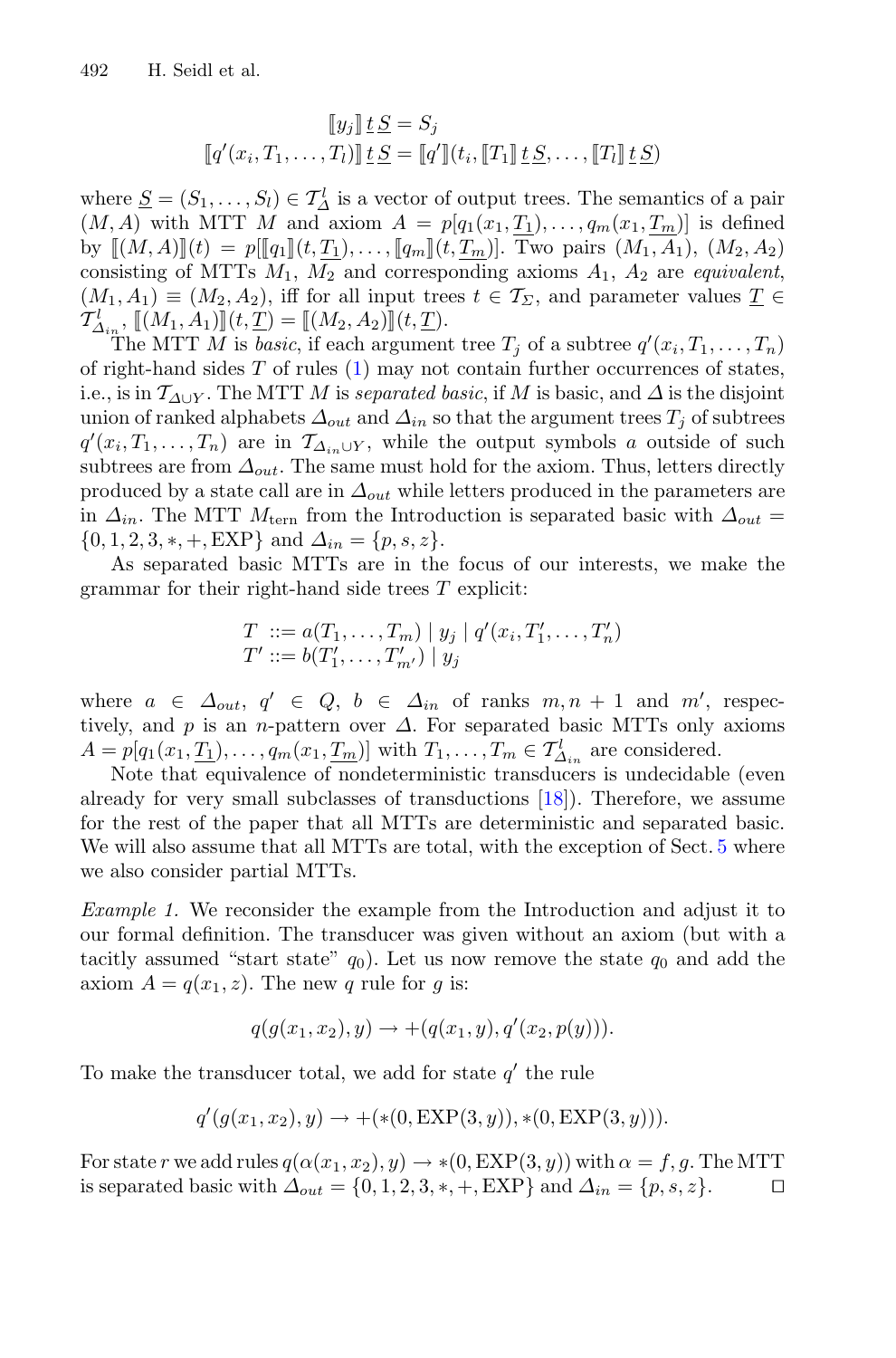$$\llbracket y_j \rrbracket \, \underline{t} \, \underline{S} = S_j$$
$$\llbracket q'(x_i, T_1, \ldots, T_l) \rrbracket \, \underline{t} \, \underline{S} = \llbracket q' \rrbracket (t_i, \llbracket T_1 \rrbracket \, \underline{t} \, \underline{S}, \ldots, \llbracket T_l \rrbracket \, \underline{t} \, \underline{S})$$

where $\underline{S} = (S_1, \ldots, S_l) \in \mathcal{T}^l_\Delta$ is a vector of output trees. The semantics of a pair $(M, A)$ with MTT $M$ and axiom $A = p[q_1(x_1, \underline{T_1}), \ldots, q_m(x_1, \underline{T_m})]$ is defined by $\llbracket (M, A) \rrbracket (t) = p[\llbracket q_1 \rrbracket (t, \underline{T_1}), \ldots, \llbracket q_m \rrbracket (t, \underline{T_m})]$. Two pairs $(M_1, A_1)$, $(M_2, A_2)$ consisting of MTTs $M_1$, $M_2$ and corresponding axioms $A_1$, $A_2$ are *equivalent*, $(M_1, A_1) \equiv (M_2, A_2)$, iff for all input trees $t \in \mathcal{T}_\Sigma$, and parameter values $\underline{T} \in \mathcal{T}^l_{\Delta_{in}}$, $\llbracket (M_1, A_1) \rrbracket (t, \underline{T}) = \llbracket (M_2, A_2) \rrbracket (t, \underline{T})$.

The MTT $M$ is *basic*, if each argument tree $T_j$ of a subtree $q'(x_i, T_1, \ldots, T_n)$ of right-hand sides $T$ of rules (1) may not contain further occurrences of states, i.e., is in $\mathcal{T}_{\Delta \cup Y}$. The MTT $M$ is *separated basic*, if $M$ is basic, and $\Delta$ is the disjoint union of ranked alphabets $\Delta_{out}$ and $\Delta_{in}$ so that the argument trees $T_j$ of subtrees $q'(x_i, T_1, \ldots, T_n)$ are in $\mathcal{T}_{\Delta_{in} \cup Y}$, while the output symbols $a$ outside of such subtrees are from $\Delta_{out}$. The same must hold for the axiom. Thus, letters directly produced by a state call are in $\Delta_{out}$ while letters produced in the parameters are in $\Delta_{in}$. The MTT $M_{\text{tern}}$ from the Introduction is separated basic with $\Delta_{out} = \{0, 1, 2, 3, *, +, \text{EXP}\}$ and $\Delta_{in} = \{p, s, z\}$.

As separated basic MTTs are in the focus of our interests, we make the grammar for their right-hand side trees $T$ explicit:

$$\begin{aligned} T \ &::= a(T_1, \ldots, T_m) \mid y_j \mid q'(x_i, T'_1, \ldots, T'_n) \\ T' \ &::= b(T'_1, \ldots, T'_{m'}) \mid y_j \end{aligned}$$

where $a \in \Delta_{out}$, $q' \in Q$, $b \in \Delta_{in}$ of ranks $m, n+1$ and $m'$, respectively, and $p$ is an $n$-pattern over $\Delta$. For separated basic MTTs only axioms $A = p[q_1(x_1, \underline{T_1}), \ldots, q_m(x_1, \underline{T_m})]$ with $T_1, \ldots, T_m \in \mathcal{T}^l_{\Delta_{in}}$ are considered.

Note that equivalence of nondeterministic transducers is undecidable (even already for very small subclasses of transductions [18]). Therefore, we assume for the rest of the paper that all MTTs are deterministic and separated basic. We will also assume that all MTTs are total, with the exception of Sect. 5 where we also consider partial MTTs.

*Example 1.* We reconsider the example from the Introduction and adjust it to our formal definition. The transducer was given without an axiom (but with a tacitly assumed "start state" $q_0$). Let us now remove the state $q_0$ and add the axiom $A = q(x_1, z)$. The new $q$ rule for $g$ is:

$$q(g(x_1, x_2), y) \to +(q(x_1, y), q'(x_2, p(y))).$$

To make the transducer total, we add for state $q'$ the rule

$$q'(g(x_1, x_2), y) \to +(*(0, \text{EXP}(3, y)), *(0, \text{EXP}(3, y))).$$

For state $r$ we add rules $q(\alpha(x_1, x_2), y) \to *(0, \text{EXP}(3, y))$ with $\alpha = f, g$. The MTT is separated basic with $\Delta_{out} = \{0, 1, 2, 3, *, +, \text{EXP}\}$ and $\Delta_{in} = \{p, s, z\}$. ◻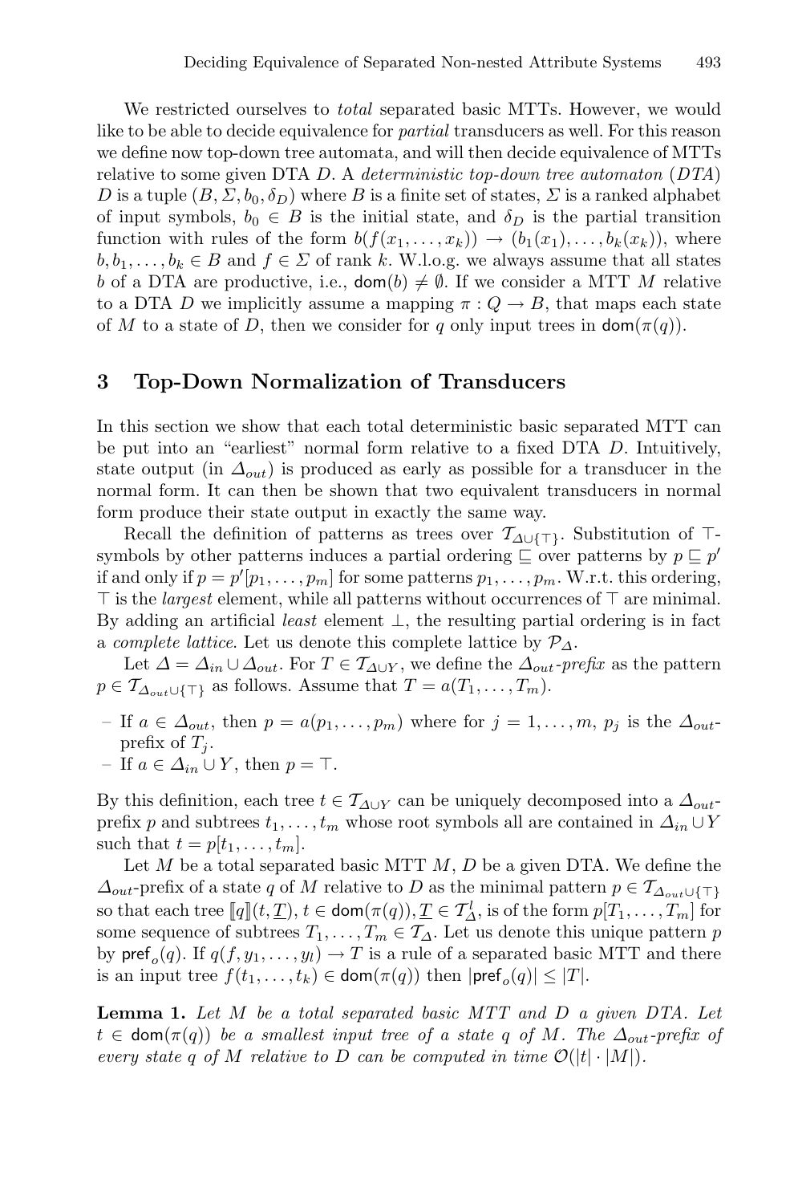We restricted ourselves to *total* separated basic MTTs. However, we would like to be able to decide equivalence for *partial* transducers as well. For this reason we define now top-down tree automata, and will then decide equivalence of MTTs relative to some given DTA $D$. A *deterministic top-down tree automaton* (*DTA*) $D$ is a tuple $(B, \Sigma, b_0, \delta_D)$ where $B$ is a finite set of states, $\Sigma$ is a ranked alphabet of input symbols, $b_0 \in B$ is the initial state, and $\delta_D$ is the partial transition function with rules of the form $b(f(x_1, \ldots, x_k)) \to (b_1(x_1), \ldots, b_k(x_k))$, where $b, b_1, \ldots, b_k \in B$ and $f \in \Sigma$ of rank $k$. W.l.o.g. we always assume that all states $b$ of a DTA are productive, i.e., $\mathsf{dom}(b) \neq \emptyset$. If we consider a MTT $M$ relative to a DTA $D$ we implicitly assume a mapping $\pi : Q \to B$, that maps each state of $M$ to a state of $D$, then we consider for $q$ only input trees in $\mathsf{dom}(\pi(q))$.

## 3 Top-Down Normalization of Transducers

In this section we show that each total deterministic basic separated MTT can be put into an "earliest" normal form relative to a fixed DTA $D$. Intuitively, state output (in $\Delta_{out}$) is produced as early as possible for a transducer in the normal form. It can then be shown that two equivalent transducers in normal form produce their state output in exactly the same way.

Recall the definition of patterns as trees over $\mathcal{T}_{\Delta \cup \{\top\}}$. Substitution of $\top$-symbols by other patterns induces a partial ordering $\sqsubseteq$ over patterns by $p \sqsubseteq p'$ if and only if $p = p'[p_1, \ldots, p_m]$ for some patterns $p_1, \ldots, p_m$. W.r.t. this ordering, $\top$ is the *largest* element, while all patterns without occurrences of $\top$ are minimal. By adding an artificial *least* element $\bot$, the resulting partial ordering is in fact a *complete lattice*. Let us denote this complete lattice by $\mathcal{P}_\Delta$.

Let $\Delta = \Delta_{in} \cup \Delta_{out}$. For $T \in \mathcal{T}_{\Delta \cup Y}$, we define the $\Delta_{out}$*-prefix* as the pattern $p \in \mathcal{T}_{\Delta_{out} \cup \{\top\}}$ as follows. Assume that $T = a(T_1, \ldots, T_m)$.

- If $a \in \Delta_{out}$, then $p = a(p_1, \ldots, p_m)$ where for $j = 1, \ldots, m$, $p_j$ is the $\Delta_{out}$-prefix of $T_j$.
- If $a \in \Delta_{in} \cup Y$, then $p = \top$.

By this definition, each tree $t \in \mathcal{T}_{\Delta \cup Y}$ can be uniquely decomposed into a $\Delta_{out}$-prefix $p$ and subtrees $t_1, \ldots, t_m$ whose root symbols all are contained in $\Delta_{in} \cup Y$ such that $t = p[t_1, \ldots, t_m]$.

Let $M$ be a total separated basic MTT $M$, $D$ be a given DTA. We define the $\Delta_{out}$-prefix of a state $q$ of $M$ relative to $D$ as the minimal pattern $p \in \mathcal{T}_{\Delta_{out} \cup \{\top\}}$ so that each tree $[\![q]\!](t, \underline{T})$, $t \in \mathsf{dom}(\pi(q))$, $\underline{T} \in \mathcal{T}_\Delta^l$, is of the form $p[T_1, \ldots, T_m]$ for some sequence of subtrees $T_1, \ldots, T_m \in \mathcal{T}_\Delta$. Let us denote this unique pattern $p$ by $\mathsf{pref}_o(q)$. If $q(f, y_1, \ldots, y_l) \to T$ is a rule of a separated basic MTT and there is an input tree $f(t_1, \ldots, t_k) \in \mathsf{dom}(\pi(q))$ then $|\mathsf{pref}_o(q)| \leq |T|$.

**Lemma 1.** *Let $M$ be a total separated basic MTT and $D$ a given DTA. Let $t \in \mathsf{dom}(\pi(q))$ be a smallest input tree of a state $q$ of $M$. The $\Delta_{out}$-prefix of every state $q$ of $M$ relative to $D$ can be computed in time $\mathcal{O}(|t| \cdot |M|)$.*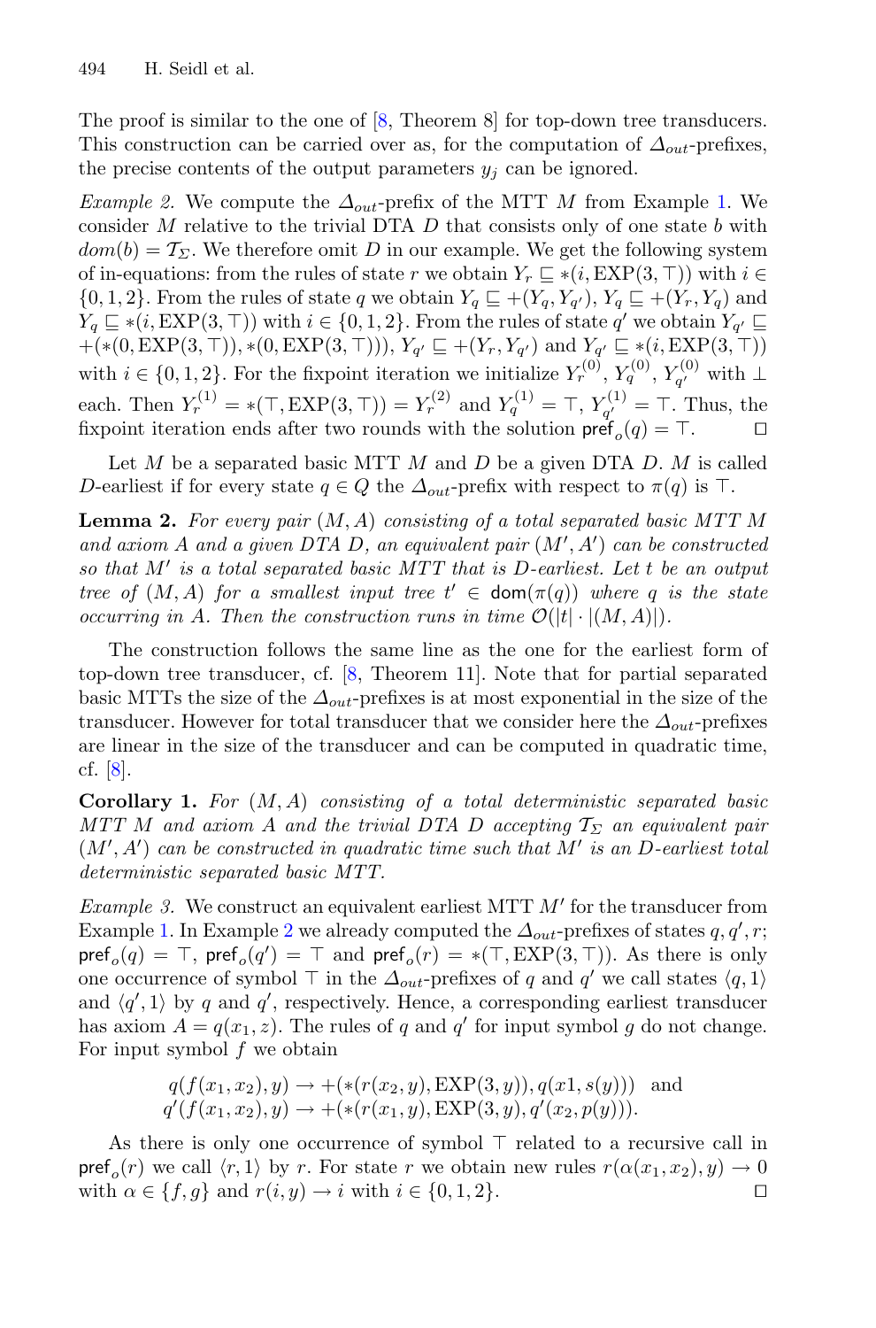The proof is similar to the one of [8, Theorem 8] for top-down tree transducers. This construction can be carried over as, for the computation of $\Delta_{out}$-prefixes, the precise contents of the output parameters $y_j$ can be ignored.

*Example 2.* We compute the $\Delta_{out}$-prefix of the MTT $M$ from Example 1. We consider $M$ relative to the trivial DTA $D$ that consists only of one state $b$ with $dom(b) = \mathcal{T}_\Sigma$. We therefore omit $D$ in our example. We get the following system of in-equations: from the rules of state $r$ we obtain $Y_r \sqsubseteq *(i, \text{EXP}(3, \top))$ with $i \in \{0, 1, 2\}$. From the rules of state $q$ we obtain $Y_q \sqsubseteq +(Y_q, Y_{q'})$, $Y_q \sqsubseteq +(Y_r, Y_q)$ and $Y_q \sqsubseteq *(i, \text{EXP}(3, \top))$ with $i \in \{0, 1, 2\}$. From the rules of state $q'$ we obtain $Y_{q'} \sqsubseteq +(*(0, \text{EXP}(3, \top)), *(0, \text{EXP}(3, \top)))$, $Y_{q'} \sqsubseteq +(Y_r, Y_{q'})$ and $Y_{q'} \sqsubseteq *(i, \text{EXP}(3, \top))$ with $i \in \{0, 1, 2\}$. For the fixpoint iteration we initialize $Y_r^{(0)}$, $Y_q^{(0)}$, $Y_{q'}^{(0)}$ with $\bot$ each. Then $Y_r^{(1)} = *(\top, \text{EXP}(3, \top)) = Y_r^{(2)}$ and $Y_q^{(1)} = \top$, $Y_{q'}^{(1)} = \top$. Thus, the fixpoint iteration ends after two rounds with the solution $\mathsf{pref}_o(q) = \top$. □

Let $M$ be a separated basic MTT $M$ and $D$ be a given DTA $D$. $M$ is called $D$-earliest if for every state $q \in Q$ the $\Delta_{out}$-prefix with respect to $\pi(q)$ is $\top$.

**Lemma 2.** *For every pair $(M, A)$ consisting of a total separated basic MTT $M$ and axiom $A$ and a given DTA $D$, an equivalent pair $(M', A')$ can be constructed so that $M'$ is a total separated basic MTT that is $D$-earliest. Let $t$ be an output tree of $(M, A)$ for a smallest input tree $t' \in \mathsf{dom}(\pi(q))$ where $q$ is the state occurring in $A$. Then the construction runs in time $\mathcal{O}(|t| \cdot |(M, A)|)$.*

The construction follows the same line as the one for the earliest form of top-down tree transducer, cf. [8, Theorem 11]. Note that for partial separated basic MTTs the size of the $\Delta_{out}$-prefixes is at most exponential in the size of the transducer. However for total transducer that we consider here the $\Delta_{out}$-prefixes are linear in the size of the transducer and can be computed in quadratic time, cf. [8].

**Corollary 1.** *For $(M, A)$ consisting of a total deterministic separated basic MTT $M$ and axiom $A$ and the trivial DTA $D$ accepting $\mathcal{T}_\Sigma$ an equivalent pair $(M', A')$ can be constructed in quadratic time such that $M'$ is an $D$-earliest total deterministic separated basic MTT.*

*Example 3.* We construct an equivalent earliest MTT $M'$ for the transducer from Example 1. In Example 2 we already computed the $\Delta_{out}$-prefixes of states $q, q', r$; $\mathsf{pref}_o(q) = \top$, $\mathsf{pref}_o(q') = \top$ and $\mathsf{pref}_o(r) = *(\top, \text{EXP}(3, \top))$. As there is only one occurrence of symbol $\top$ in the $\Delta_{out}$-prefixes of $q$ and $q'$ we call states $\langle q, 1\rangle$ and $\langle q', 1\rangle$ by $q$ and $q'$, respectively. Hence, a corresponding earliest transducer has axiom $A = q(x_1, z)$. The rules of $q$ and $q'$ for input symbol $g$ do not change. For input symbol $f$ we obtain

$$q(f(x_1, x_2), y) \to +(*(r(x_2, y), \text{EXP}(3, y)), q(x1, s(y))) \quad \text{and}$$
$$q'(f(x_1, x_2), y) \to +(*(r(x_1, y), \text{EXP}(3, y), q'(x_2, p(y))).$$

As there is only one occurrence of symbol $\top$ related to a recursive call in $\mathsf{pref}_o(r)$ we call $\langle r, 1\rangle$ by $r$. For state $r$ we obtain new rules $r(\alpha(x_1, x_2), y) \to 0$ with $\alpha \in \{f, g\}$ and $r(i, y) \to i$ with $i \in \{0, 1, 2\}$. □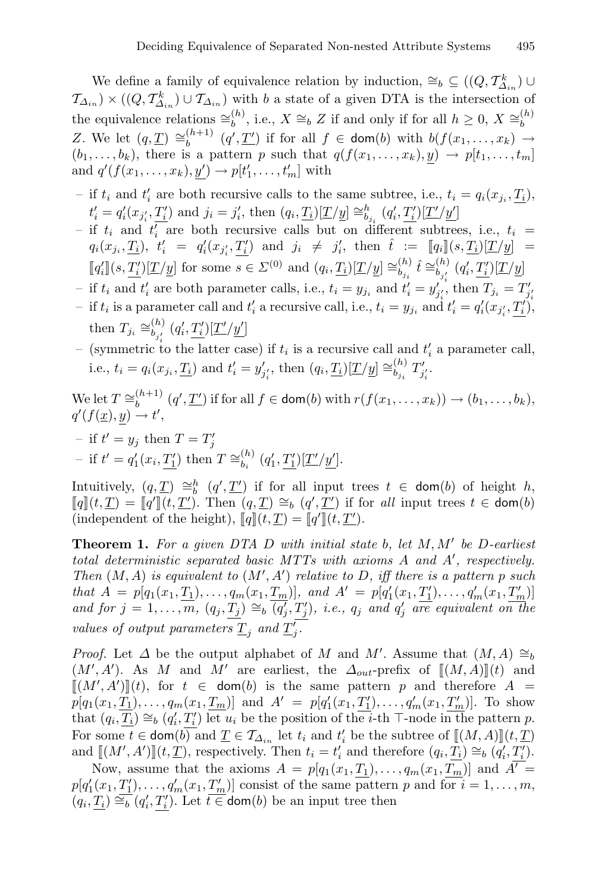We define a family of equivalence relation by induction, $\cong_b \subseteq ((Q, \mathcal{T}^k_{\Delta_{in}}) \cup \mathcal{T}_{\Delta_{in}}) \times ((Q, \mathcal{T}^k_{\Delta_{in}}) \cup \mathcal{T}_{\Delta_{in}})$ with $b$ a state of a given DTA is the intersection of the equivalence relations $\cong^{(h)}_b$, i.e., $X \cong_b Z$ if and only if for all $h \geq 0$, $X \cong^{(h)}_b Z$. We let $(q, \underline{T}) \cong^{(h+1)}_b (q', \underline{T'})$ if for all $f \in \mathsf{dom}(b)$ with $b(f(x_1, \ldots, x_k) \to (b_1, \ldots, b_k)$, there is a pattern $p$ such that $q(f(x_1, \ldots, x_k), \underline{y}) \to p[t_1, \ldots, t_m]$ and $q'(f(x_1, \ldots, x_k), \underline{y'}) \to p[t'_1, \ldots, t'_m]$ with

- if $t_i$ and $t'_i$ are both recursive calls to the same subtree, i.e., $t_i = q_i(x_{j_i}, \underline{T_i})$, $t'_i = q'_i(x_{j'_i}, \underline{T'_i})$ and $j_i = j'_i$, then $(q_i, \underline{T_i})[\underline{T}/\underline{y}] \cong^h_{b_{j_i}} (q'_i, \underline{T'_i})[\underline{T'}/\underline{y'}]$
- if $t_i$ and $t'_i$ are both recursive calls but on different subtrees, i.e., $t_i = q_i(x_{j_i}, \underline{T_i})$, $t'_i = q'_i(x_{j'_i}, \underline{T'_i})$ and $j_i \neq j'_i$, then $\hat{t} := [\![q_i]\!](s, \underline{T_i})[\underline{T}/\underline{y}] = [\![q'_i]\!](s, \underline{T'_i})[\underline{T}/\underline{y}]$ for some $s \in \Sigma^{(0)}$ and $(q_i, \underline{T_i})[\underline{T}/\underline{y}] \cong^{(h)}_{b_{j_i}} \hat{t} \cong^{(h)}_{b_{j'_i}} (q'_i, \underline{T'_i})[\underline{T}/\underline{y}]$
- if $t_i$ and $t'_i$ are both parameter calls, i.e., $t_i = y_{j_i}$ and $t'_i = y'_{j'_i}$, then $T_{j_i} = T'_{j'_i}$
- if $t_i$ is a parameter call and $t'_i$ a recursive call, i.e., $t_i = y_{j_i}$ and $t'_i = q'_i(x_{j'_i}, \underline{T'_i})$, then $T_{j_i} \cong^{(h)}_{b_{j'_i}} (q'_i, \underline{T'_i})[\underline{T'}/\underline{y'}]$
- (symmetric to the latter case) if $t_i$ is a recursive call and $t'_i$ a parameter call, i.e., $t_i = q_i(x_{j_i}, \underline{T_i})$ and $t'_i = y'_{j'_i}$, then $(q_i, \underline{T_i})[\underline{T}/\underline{y}] \cong^{(h)}_{b_{j_i}} T'_{j'_i}$.

We let $T \cong^{(h+1)}_b (q', \underline{T'})$ if for all $f \in \mathsf{dom}(b)$ with $r(f(x_1, \ldots, x_k)) \to (b_1, \ldots, b_k)$, $q'(f(\underline{x}), \underline{y}) \to t'$,

- if $t' = y_j$ then $T = T'_j$
- if $t' = q'_1(x_i, \underline{T'_1})$ then $T \cong^{(h)}_{b_i} (q'_1, \underline{T'_1})[\underline{T'}/\underline{y'}]$.

Intuitively, $(q, \underline{T}) \cong^h_b (q', \underline{T'})$ if for all input trees $t \in \mathsf{dom}(b)$ of height $h$, $[\![q]\!](t, \underline{T}) = [\![q']\!](t, \underline{T'})$. Then $(q, \underline{T}) \cong_b (q', \underline{T'})$ if for *all* input trees $t \in \mathsf{dom}(b)$ (independent of the height), $[\![q]\!](t, \underline{T}) = [\![q']\!](t, \underline{T'})$.

**Theorem 1.** *For a given DTA $D$ with initial state $b$, let $M, M'$ be $D$-earliest total deterministic separated basic MTTs with axioms $A$ and $A'$, respectively. Then $(M, A)$ is equivalent to $(M', A')$ relative to $D$, iff there is a pattern $p$ such that $A = p[q_1(x_1, \underline{T_1}), \ldots, q_m(x_1, \underline{T_m})]$, and $A' = p[q'_1(x_1, \underline{T'_1}), \ldots, q'_m(x_1, \underline{T'_m})]$ and for $j = 1, \ldots, m$, $(q_j, \underline{T_j}) \cong_b (q'_j, \underline{T'_j})$, i.e., $q_j$ and $q'_j$ are equivalent on the values of output parameters $\underline{T}_j$ and $\underline{T'_j}$.*

*Proof.* Let $\Delta$ be the output alphabet of $M$ and $M'$. Assume that $(M, A) \cong_b (M', A')$. As $M$ and $M'$ are earliest, the $\Delta_{out}$-prefix of $[\![(M, A)]\!](t)$ and $[\![(M', A')]\!](t)$, for $t \in \mathsf{dom}(b)$ is the same pattern $p$ and therefore $A = p[q_1(x_1, \underline{T_1}), \ldots, q_m(x_1, \underline{T_m})]$ and $A' = p[q'_1(x_1, \underline{T'_1}), \ldots, q'_m(x_1, \underline{T'_m})]$. To show that $(q_i, \underline{T_i}) \cong_b (q'_i, \underline{T'_i})$ let $u_i$ be the position of the $i$-th $\top$-node in the pattern $p$. For some $t \in \mathsf{dom}(b)$ and $\underline{T} \in \mathcal{T}_{\Delta_{in}}$ let $t_i$ and $t'_i$ be the subtree of $[\![(M, A)]\!](t, \underline{T})$ and $[\![(M', A')]\!](t, \underline{T})$, respectively. Then $t_i = t'_i$ and therefore $(q_i, \underline{T_i}) \cong_b (q'_i, \underline{T'_i})$.

Now, assume that the axioms $A = p[q_1(x_1, \underline{T_1}), \ldots, q_m(x_1, \underline{T_m})]$ and $A' = p[q'_1(x_1, \underline{T'_1}), \ldots, q'_m(x_1, \underline{T'_m})]$ consist of the same pattern $p$ and for $i = 1, \ldots, m$, $(q_i, \underline{T_i}) \cong_b (q'_i, \underline{T'_i})$. Let $t \in \mathsf{dom}(b)$ be an input tree then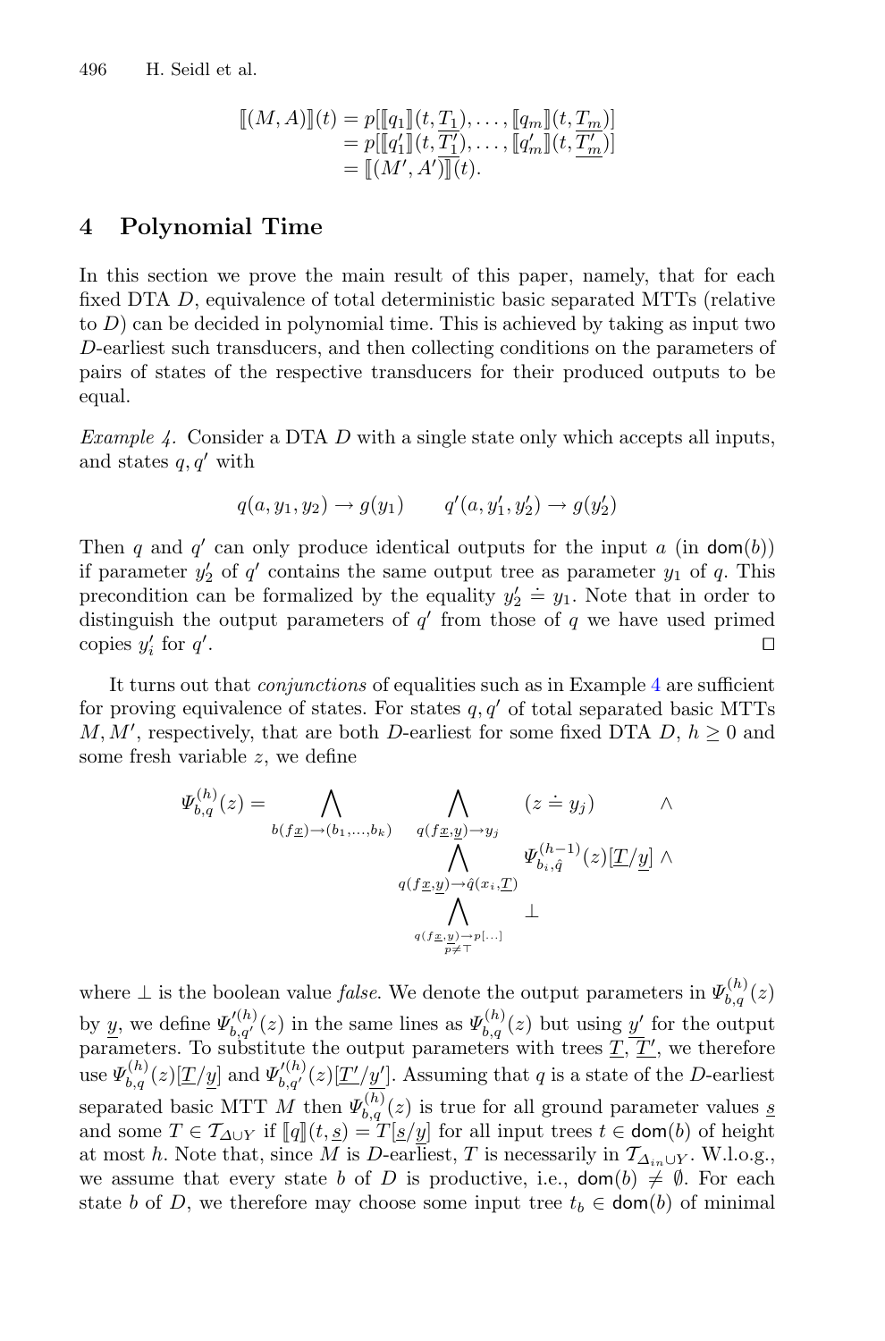$$
\begin{aligned}
[\![(M,A)]\!](t) &= p[[\![q_1]\!](t,\underline{T_1}),\ldots,[\![q_m]\!](t,\underline{T_m})] \\
&= p[[\![q'_1]\!](t,\underline{T'_1}),\ldots,[\![q'_m]\!](t,\underline{T'_m})] \\
&= [\![(M',A')]\!](t).
\end{aligned}
$$

## 4 Polynomial Time

In this section we prove the main result of this paper, namely, that for each fixed DTA $D$, equivalence of total deterministic basic separated MTTs (relative to $D$) can be decided in polynomial time. This is achieved by taking as input two $D$-earliest such transducers, and then collecting conditions on the parameters of pairs of states of the respective transducers for their produced outputs to be equal.

*Example 4.* Consider a DTA $D$ with a single state only which accepts all inputs, and states $q, q'$ with

$$
q(a, y_1, y_2) \to g(y_1) \qquad q'(a, y'_1, y'_2) \to g(y'_2)
$$

Then $q$ and $q'$ can only produce identical outputs for the input $a$ (in $\mathsf{dom}(b)$) if parameter $y'_2$ of $q'$ contains the same output tree as parameter $y_1$ of $q$. This precondition can be formalized by the equality $y'_2 \doteq y_1$. Note that in order to distinguish the output parameters of $q'$ from those of $q$ we have used primed copies $y'_i$ for $q'$. □

It turns out that *conjunctions* of equalities such as in Example 4 are sufficient for proving equivalence of states. For states $q, q'$ of total separated basic MTTs $M, M'$, respectively, that are both $D$-earliest for some fixed DTA $D$, $h \geq 0$ and some fresh variable $z$, we define

$$
\Psi^{(h)}_{b,q}(z) = \bigwedge_{b(f\underline{x}) \to (b_1,\ldots,b_k)} \left( \bigwedge_{q(f\underline{x},\underline{y}) \to y_j} (z \doteq y_j) \quad \wedge \bigwedge_{q(f\underline{x},\underline{y}) \to \hat{q}(x_i,\underline{T})} \Psi^{(h-1)}_{b_i,\hat{q}}(z)[\underline{T}/\underline{y}] \wedge \bigwedge_{\substack{q(f\underline{x},\underline{y}) \to p[\ldots] \\ p \neq \top}} \bot \right)
$$

where $\bot$ is the boolean value *false*. We denote the output parameters in $\Psi^{(h)}_{b,q}(z)$ by $\underline{y}$, we define $\Psi'^{(h)}_{b,q'}(z)$ in the same lines as $\Psi^{(h)}_{b,q}(z)$ but using $\underline{y'}$ for the output parameters. To substitute the output parameters with trees $\underline{T}$, $\underline{T'}$, we therefore use $\Psi^{(h)}_{b,q}(z)[\underline{T}/\underline{y}]$ and $\Psi'^{(h)}_{b,q'}(z)[\underline{T'}/\underline{y'}]$. Assuming that $q$ is a state of the $D$-earliest separated basic MTT $M$ then $\Psi^{(h)}_{b,q}(z)$ is true for all ground parameter values $\underline{s}$ and some $T \in \mathcal{T}_{\Delta \cup Y}$ if $[\![q]\!](t, \underline{s}) = T[\underline{s}/\underline{y}]$ for all input trees $t \in \mathsf{dom}(b)$ of height at most $h$. Note that, since $M$ is $D$-earliest, $T$ is necessarily in $\mathcal{T}_{\Delta_{in} \cup Y}$. W.l.o.g., we assume that every state $b$ of $D$ is productive, i.e., $\mathsf{dom}(b) \neq \emptyset$. For each state $b$ of $D$, we therefore may choose some input tree $t_b \in \mathsf{dom}(b)$ of minimal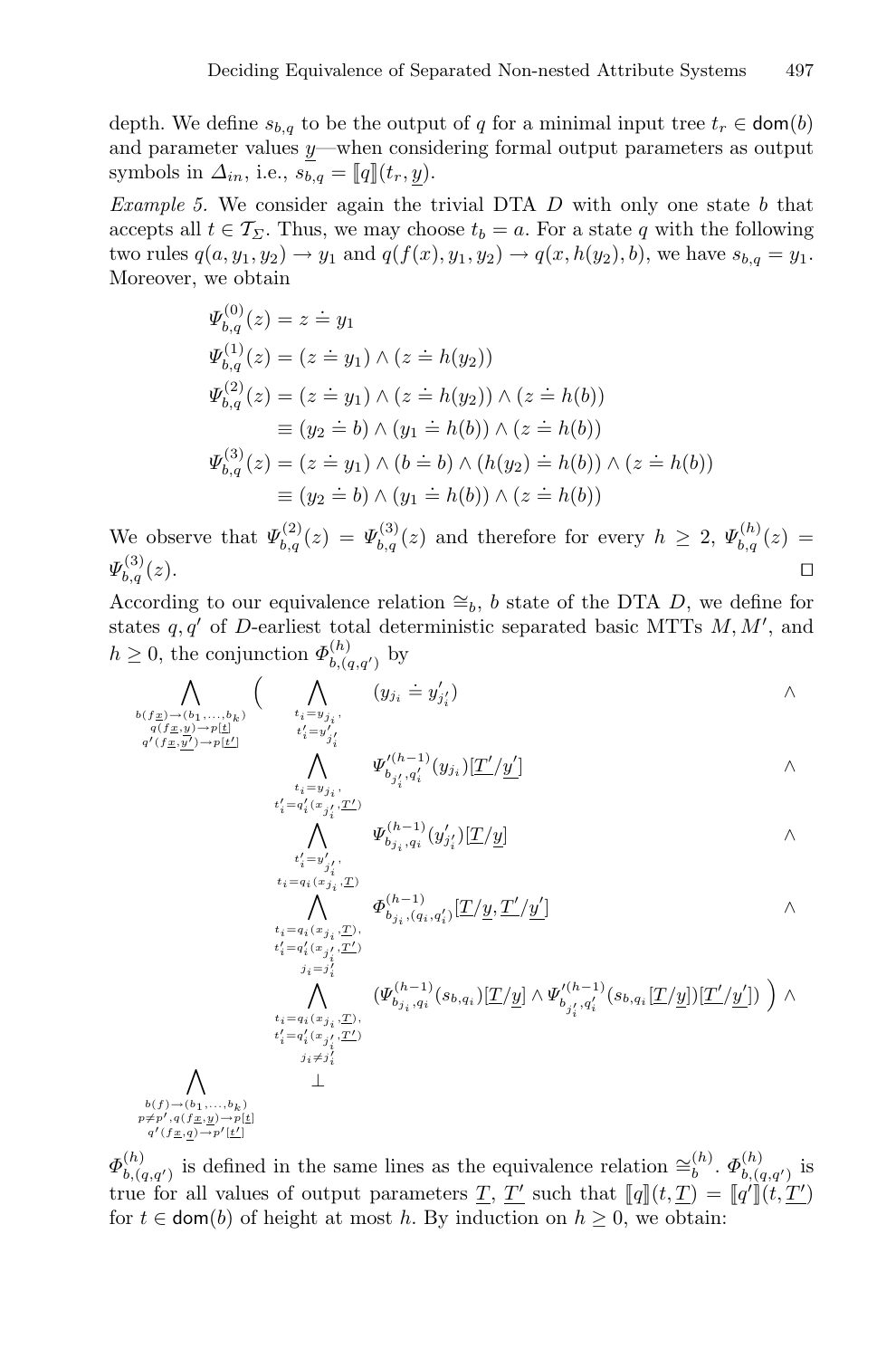depth. We define $s_{b,q}$ to be the output of $q$ for a minimal input tree $t_r \in \mathsf{dom}(b)$ and parameter values $\underline{y}$—when considering formal output parameters as output symbols in $\Delta_{in}$, i.e., $s_{b,q} = [\![q]\!](t_r, \underline{y})$.

*Example 5.* We consider again the trivial DTA $D$ with only one state $b$ that accepts all $t \in \mathcal{T}_\Sigma$. Thus, we may choose $t_b = a$. For a state $q$ with the following two rules $q(a, y_1, y_2) \to y_1$ and $q(f(x), y_1, y_2) \to q(x, h(y_2), b)$, we have $s_{b,q} = y_1$. Moreover, we obtain

$$
\begin{aligned}
\Psi^{(0)}_{b,q}(z) &= z \doteq y_1 \\
\Psi^{(1)}_{b,q}(z) &= (z \doteq y_1) \wedge (z \doteq h(y_2)) \\
\Psi^{(2)}_{b,q}(z) &= (z \doteq y_1) \wedge (z \doteq h(y_2)) \wedge (z \doteq h(b)) \\
&\equiv (y_2 \doteq b) \wedge (y_1 \doteq h(b)) \wedge (z \doteq h(b)) \\
\Psi^{(3)}_{b,q}(z) &= (z \doteq y_1) \wedge (b \doteq b) \wedge (h(y_2) \doteq h(b)) \wedge (z \doteq h(b)) \\
&\equiv (y_2 \doteq b) \wedge (y_1 \doteq h(b)) \wedge (z \doteq h(b))
\end{aligned}
$$

We observe that $\Psi^{(2)}_{b,q}(z) = \Psi^{(3)}_{b,q}(z)$ and therefore for every $h \geq 2$, $\Psi^{(h)}_{b,q}(z) = \Psi^{(3)}_{b,q}(z)$. □

According to our equivalence relation $\cong_b$, $b$ state of the DTA $D$, we define for states $q, q'$ of $D$-earliest total deterministic separated basic MTTs $M, M'$, and $h \geq 0$, the conjunction $\Phi^{(h)}_{b,(q,q')}$ by

$$
\begin{aligned}
\bigwedge_{\substack{b(f\underline{x}) \to (b_1,\ldots,b_k) \\ q(f\underline{x},\underline{y}) \to p[\underline{t}] \\ q'(f\underline{x},\underline{y'}) \to p[\underline{t'}]}} \Bigg( & \bigwedge_{\substack{t_i = y_{j_i}, \\ t'_i = y'_{j'_i}}} (y_{j_i} \doteq y'_{j'_i}) && \wedge \\
& \bigwedge_{\substack{t_i = y_{j_i}, \\ t'_i = q'_i(x_{j'_i}, \underline{T'})}} \Psi'^{(h-1)}_{b_{j'_i}, q'_i}(y_{j_i})[\underline{T'}/\underline{y'}] && \wedge \\
& \bigwedge_{\substack{t'_i = y'_{j'_i}, \\ t_i = q_i(x_{j_i}, \underline{T})}} \Psi^{(h-1)}_{b_{j_i}, q_i}(y'_{j'_i})[\underline{T}/\underline{y}] && \wedge \\
& \bigwedge_{\substack{t_i = q_i(x_{j_i}, \underline{T}), \\ t'_i = q'_i(x_{j'_i}, \underline{T'}) \\ j_i = j'_i}} \Phi^{(h-1)}_{b_{j_i}, (q_i, q'_i)}[\underline{T}/\underline{y}, \underline{T'}/\underline{y'}] && \wedge \\
& \bigwedge_{\substack{t_i = q_i(x_{j_i}, \underline{T}), \\ t'_i = q'_i(x_{j'_i}, \underline{T'}) \\ j_i \neq j'_i}} (\Psi^{(h-1)}_{b_{j_i}, q_i}(s_{b,q_i})[\underline{T}/\underline{y}] \wedge \Psi'^{(h-1)}_{b_{j'_i}, q'_i}(s_{b,q_i}[\underline{T}/\underline{y}])[\underline{T'}/\underline{y'}]) \Bigg) && \wedge \\
\bigwedge_{\substack{b(f) \to (b_1,\ldots,b_k) \\ p \neq p', q(f\underline{x},\underline{y}) \to p[\underline{t}] \\ q'(f\underline{x},\underline{q}) \to p'[\underline{t'}]}} & \perp
\end{aligned}
$$

$\Phi^{(h)}_{b,(q,q')}$ is defined in the same lines as the equivalence relation $\cong^{(h)}_b$. $\Phi^{(h)}_{b,(q,q')}$ is true for all values of output parameters $\underline{T}$, $\underline{T'}$ such that $[\![q]\!](t, \underline{T}) = [\![q']\!](t, \underline{T'})$ for $t \in \mathsf{dom}(b)$ of height at most $h$. By induction on $h \geq 0$, we obtain: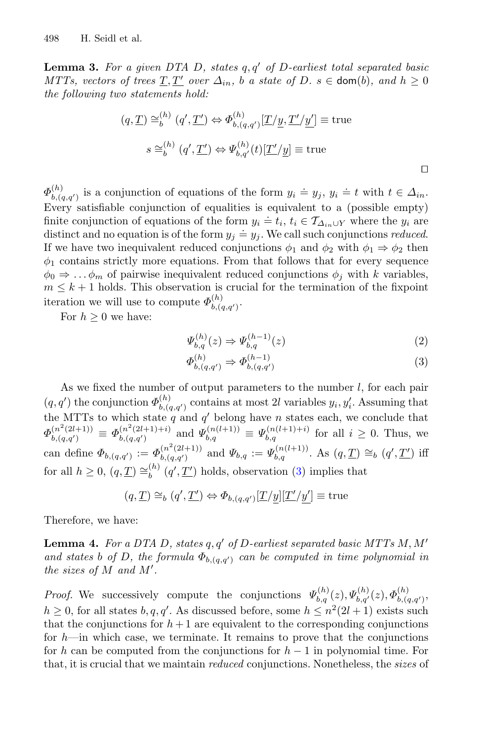**Lemma 3.** *For a given DTA $D$, states $q, q'$ of $D$-earliest total separated basic MTTs, vectors of trees $\underline{T}, \underline{T'}$ over $\Delta_{in}$, $b$ a state of $D$. $s \in \mathsf{dom}(b)$, and $h \geq 0$ the following two statements hold:*

$$(q, \underline{T}) \cong_b^{(h)} (q', \underline{T'}) \Leftrightarrow \Phi_{b,(q,q')}^{(h)}[\underline{T}/\underline{y}, \underline{T'}/\underline{y'}] \equiv \text{true}$$

$$s \cong_b^{(h)} (q', \underline{T'}) \Leftrightarrow \Psi_{b,q'}^{(h)}(t)[\underline{T'}/\underline{y}] \equiv \text{true}$$

□

$\Phi_{b,(q,q')}^{(h)}$ is a conjunction of equations of the form $y_i \doteq y_j$, $y_i \doteq t$ with $t \in \Delta_{in}$. Every satisfiable conjunction of equalities is equivalent to a (possible empty) finite conjunction of equations of the form $y_i \doteq t_i$, $t_i \in \mathcal{T}_{\Delta_{in} \cup Y}$ where the $y_i$ are distinct and no equation is of the form $y_j \doteq y_j$. We call such conjunctions *reduced*. If we have two inequivalent reduced conjunctions $\phi_1$ and $\phi_2$ with $\phi_1 \Rightarrow \phi_2$ then $\phi_1$ contains strictly more equations. From that follows that for every sequence $\phi_0 \Rightarrow \ldots \phi_m$ of pairwise inequivalent reduced conjunctions $\phi_j$ with $k$ variables, $m \leq k+1$ holds. This observation is crucial for the termination of the fixpoint iteration we will use to compute $\Phi_{b,(q,q')}^{(h)}$.

For $h \geq 0$ we have:

$$\Psi_{b,q}^{(h)}(z) \Rightarrow \Psi_{b,q}^{(h-1)}(z) \tag{2}$$

$$\Phi_{b,(q,q')}^{(h)} \Rightarrow \Phi_{b,(q,q')}^{(h-1)} \tag{3}$$

As we fixed the number of output parameters to the number $l$, for each pair $(q, q')$ the conjunction $\Phi_{b,(q,q')}^{(h)}$ contains at most $2l$ variables $y_i, y'_i$. Assuming that the MTTs to which state $q$ and $q'$ belong have $n$ states each, we conclude that $\Phi_{b,(q,q')}^{(n^2(2l+1))} \equiv \Phi_{b,(q,q')}^{(n^2(2l+1)+i)}$ and $\Psi_{b,q}^{(n(l+1))} \equiv \Psi_{b,q}^{(n(l+1)+i)}$ for all $i \geq 0$. Thus, we can define $\Phi_{b,(q,q')} := \Phi_{b,(q,q')}^{(n^2(2l+1))}$ and $\Psi_{b,q} := \Psi_{b,q}^{(n(l+1))}$. As $(q, \underline{T}) \cong_b (q', \underline{T'})$ iff for all $h \geq 0$, $(q, \underline{T}) \cong_b^{(h)} (q', \underline{T'})$ holds, observation (3) implies that

$$(q, \underline{T}) \cong_b (q', \underline{T'}) \Leftrightarrow \Phi_{b,(q,q')}[\underline{T}/\underline{y}][\underline{T'}/\underline{y'}] \equiv \text{true}$$

Therefore, we have:

**Lemma 4.** *For a DTA $D$, states $q, q'$ of $D$-earliest separated basic MTTs $M, M'$ and states $b$ of $D$, the formula $\Phi_{b,(q,q')}$ can be computed in time polynomial in the sizes of $M$ and $M'$.*

*Proof.* We successively compute the conjunctions $\Psi_{b,q}^{(h)}(z), \Psi_{b,q'}^{(h)}(z), \Phi_{b,(q,q')}^{(h)}$, $h \geq 0$, for all states $b, q, q'$. As discussed before, some $h \leq n^2(2l+1)$ exists such that the conjunctions for $h+1$ are equivalent to the corresponding conjunctions for $h$—in which case, we terminate. It remains to prove that the conjunctions for $h$ can be computed from the conjunctions for $h-1$ in polynomial time. For that, it is crucial that we maintain *reduced* conjunctions. Nonetheless, the *sizes* of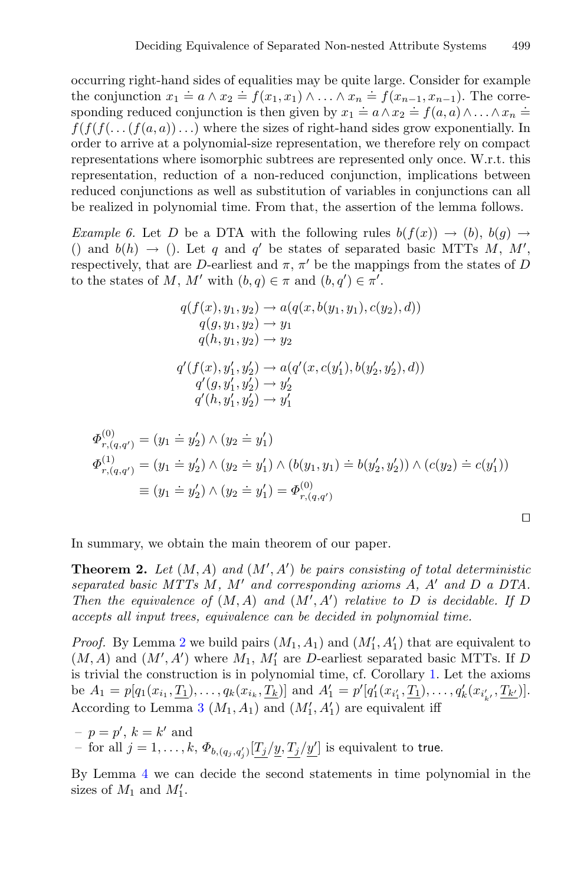occurring right-hand sides of equalities may be quite large. Consider for example the conjunction $x_1 \doteq a \wedge x_2 \doteq f(x_1, x_1) \wedge \ldots \wedge x_n \doteq f(x_{n-1}, x_{n-1})$. The corresponding reduced conjunction is then given by $x_1 \doteq a \wedge x_2 \doteq f(a, a) \wedge \ldots \wedge x_n \doteq f(f(f(\ldots(f(a, a))\ldots)$ where the sizes of right-hand sides grow exponentially. In order to arrive at a polynomial-size representation, we therefore rely on compact representations where isomorphic subtrees are represented only once. W.r.t. this representation, reduction of a non-reduced conjunction, implications between reduced conjunctions as well as substitution of variables in conjunctions can all be realized in polynomial time. From that, the assertion of the lemma follows.

*Example 6.* Let $D$ be a DTA with the following rules $b(f(x)) \to (b)$, $b(g) \to ()$ and $b(h) \to ()$. Let $q$ and $q'$ be states of separated basic MTTs $M$, $M'$, respectively, that are $D$-earliest and $\pi$, $\pi'$ be the mappings from the states of $D$ to the states of $M$, $M'$ with $(b, q) \in \pi$ and $(b, q') \in \pi'$.

$$
\begin{aligned}
q(f(x), y_1, y_2) &\to a(q(x, b(y_1, y_1), c(y_2), d)) \\
q(g, y_1, y_2) &\to y_1 \\
q(h, y_1, y_2) &\to y_2 \\[1em]
q'(f(x), y_1', y_2') &\to a(q'(x, c(y_1'), b(y_2', y_2'), d)) \\
q'(g, y_1', y_2') &\to y_2' \\
q'(h, y_1', y_2') &\to y_1'
\end{aligned}
$$

$$
\begin{aligned}
\Phi^{(0)}_{r,(q,q')} &= (y_1 \doteq y_2') \wedge (y_2 \doteq y_1') \\
\Phi^{(1)}_{r,(q,q')} &= (y_1 \doteq y_2') \wedge (y_2 \doteq y_1') \wedge (b(y_1, y_1) \doteq b(y_2', y_2')) \wedge (c(y_2) \doteq c(y_1')) \\
&\equiv (y_1 \doteq y_2') \wedge (y_2 \doteq y_1') = \Phi^{(0)}_{r,(q,q')}
\end{aligned}
$$

□

In summary, we obtain the main theorem of our paper.

**Theorem 2.** *Let $(M, A)$ and $(M', A')$ be pairs consisting of total deterministic separated basic MTTs $M$, $M'$ and corresponding axioms $A$, $A'$ and $D$ a DTA. Then the equivalence of $(M, A)$ and $(M', A')$ relative to $D$ is decidable. If $D$ accepts all input trees, equivalence can be decided in polynomial time.*

*Proof.* By Lemma 2 we build pairs $(M_1, A_1)$ and $(M_1', A_1')$ that are equivalent to $(M, A)$ and $(M', A')$ where $M_1$, $M_1'$ are $D$-earliest separated basic MTTs. If $D$ is trivial the construction is in polynomial time, cf. Corollary 1. Let the axioms be $A_1 = p[q_1(x_{i_1}, \underline{T_1}), \ldots, q_k(x_{i_k}, \underline{T_k})]$ and $A_1' = p'[q_1'(x_{i_1'}, \underline{T_1}), \ldots, q_k'(x_{i_{k'}'}, \underline{T_{k'}})]$. According to Lemma 3 $(M_1, A_1)$ and $(M_1', A_1')$ are equivalent iff

- $p = p'$, $k = k'$ and
- for all $j = 1, \ldots, k$, $\Phi_{b,(q_j,q_j')}[\underline{T_j}/\underline{y}, \underline{T_j}/\underline{y'}]$ is equivalent to $\mathsf{true}$.

By Lemma 4 we can decide the second statements in time polynomial in the sizes of $M_1$ and $M_1'$.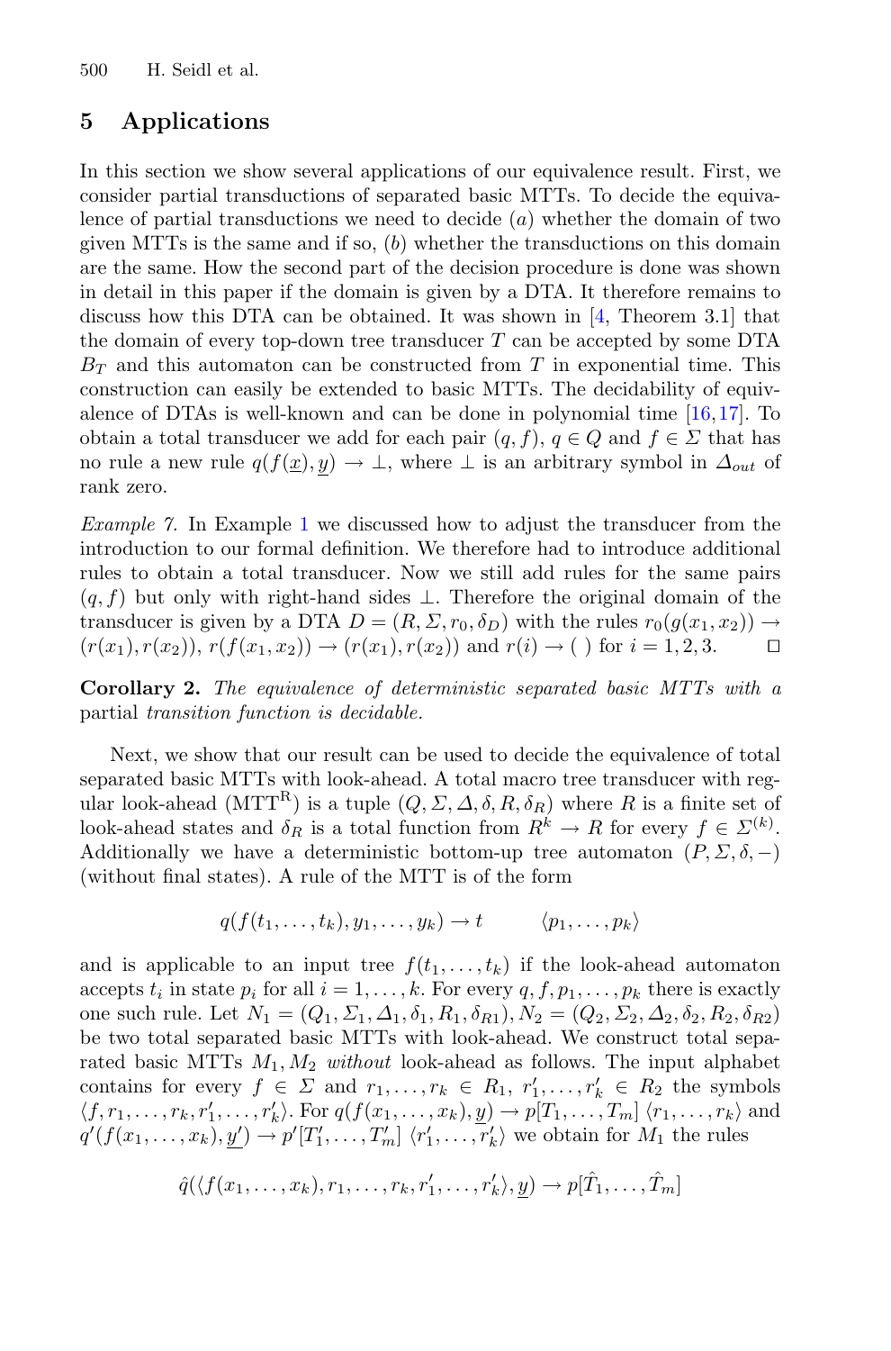## 5 Applications

In this section we show several applications of our equivalence result. First, we consider partial transductions of separated basic MTTs. To decide the equivalence of partial transductions we need to decide (*a*) whether the domain of two given MTTs is the same and if so, (*b*) whether the transductions on this domain are the same. How the second part of the decision procedure is done was shown in detail in this paper if the domain is given by a DTA. It therefore remains to discuss how this DTA can be obtained. It was shown in [4, Theorem 3.1] that the domain of every top-down tree transducer $T$ can be accepted by some DTA $B_T$ and this automaton can be constructed from $T$ in exponential time. This construction can easily be extended to basic MTTs. The decidability of equivalence of DTAs is well-known and can be done in polynomial time [16,17]. To obtain a total transducer we add for each pair $(q, f)$, $q \in Q$ and $f \in \Sigma$ that has no rule a new rule $q(f(\underline{x}), \underline{y}) \to \bot$, where $\bot$ is an arbitrary symbol in $\Delta_{out}$ of rank zero.

*Example 7.* In Example 1 we discussed how to adjust the transducer from the introduction to our formal definition. We therefore had to introduce additional rules to obtain a total transducer. Now we still add rules for the same pairs $(q, f)$ but only with right-hand sides $\bot$. Therefore the original domain of the transducer is given by a DTA $D = (R, \Sigma, r_0, \delta_D)$ with the rules $r_0(g(x_1, x_2)) \to (r(x_1), r(x_2))$, $r(f(x_1, x_2)) \to (r(x_1), r(x_2))$ and $r(i) \to (\,)$ for $i = 1, 2, 3$. $\square$

**Corollary 2.** *The equivalence of deterministic separated basic MTTs with a* partial *transition function is decidable.*

Next, we show that our result can be used to decide the equivalence of total separated basic MTTs with look-ahead. A total macro tree transducer with regular look-ahead ($\text{MTT}^{\text{R}}$) is a tuple $(Q, \Sigma, \Delta, \delta, R, \delta_R)$ where $R$ is a finite set of look-ahead states and $\delta_R$ is a total function from $R^k \to R$ for every $f \in \Sigma^{(k)}$. Additionally we have a deterministic bottom-up tree automaton $(P, \Sigma, \delta, -)$ (without final states). A rule of the MTT is of the form

$$q(f(t_1, \ldots, t_k), y_1, \ldots, y_k) \to t \qquad \langle p_1, \ldots, p_k \rangle$$

and is applicable to an input tree $f(t_1, \ldots, t_k)$ if the look-ahead automaton accepts $t_i$ in state $p_i$ for all $i = 1, \ldots, k$. For every $q, f, p_1, \ldots, p_k$ there is exactly one such rule. Let $N_1 = (Q_1, \Sigma_1, \Delta_1, \delta_1, R_1, \delta_{R1})$, $N_2 = (Q_2, \Sigma_2, \Delta_2, \delta_2, R_2, \delta_{R2})$ be two total separated basic MTTs with look-ahead. We construct total separated basic MTTs $M_1, M_2$ *without* look-ahead as follows. The input alphabet contains for every $f \in \Sigma$ and $r_1, \ldots, r_k \in R_1$, $r'_1, \ldots, r'_k \in R_2$ the symbols $\langle f, r_1, \ldots, r_k, r'_1, \ldots, r'_k \rangle$. For $q(f(x_1, \ldots, x_k), \underline{y}) \to p[T_1, \ldots, T_m]\ \langle r_1, \ldots, r_k \rangle$ and $q'(f(x_1, \ldots, x_k), \underline{y'}) \to p'[T'_1, \ldots, T'_m]\ \langle r'_1, \ldots, r'_k \rangle$ we obtain for $M_1$ the rules

$$\hat{q}(\langle f(x_1, \ldots, x_k), r_1, \ldots, r_k, r'_1, \ldots, r'_k \rangle, \underline{y}) \to p[\hat{T}_1, \ldots, \hat{T}_m]$$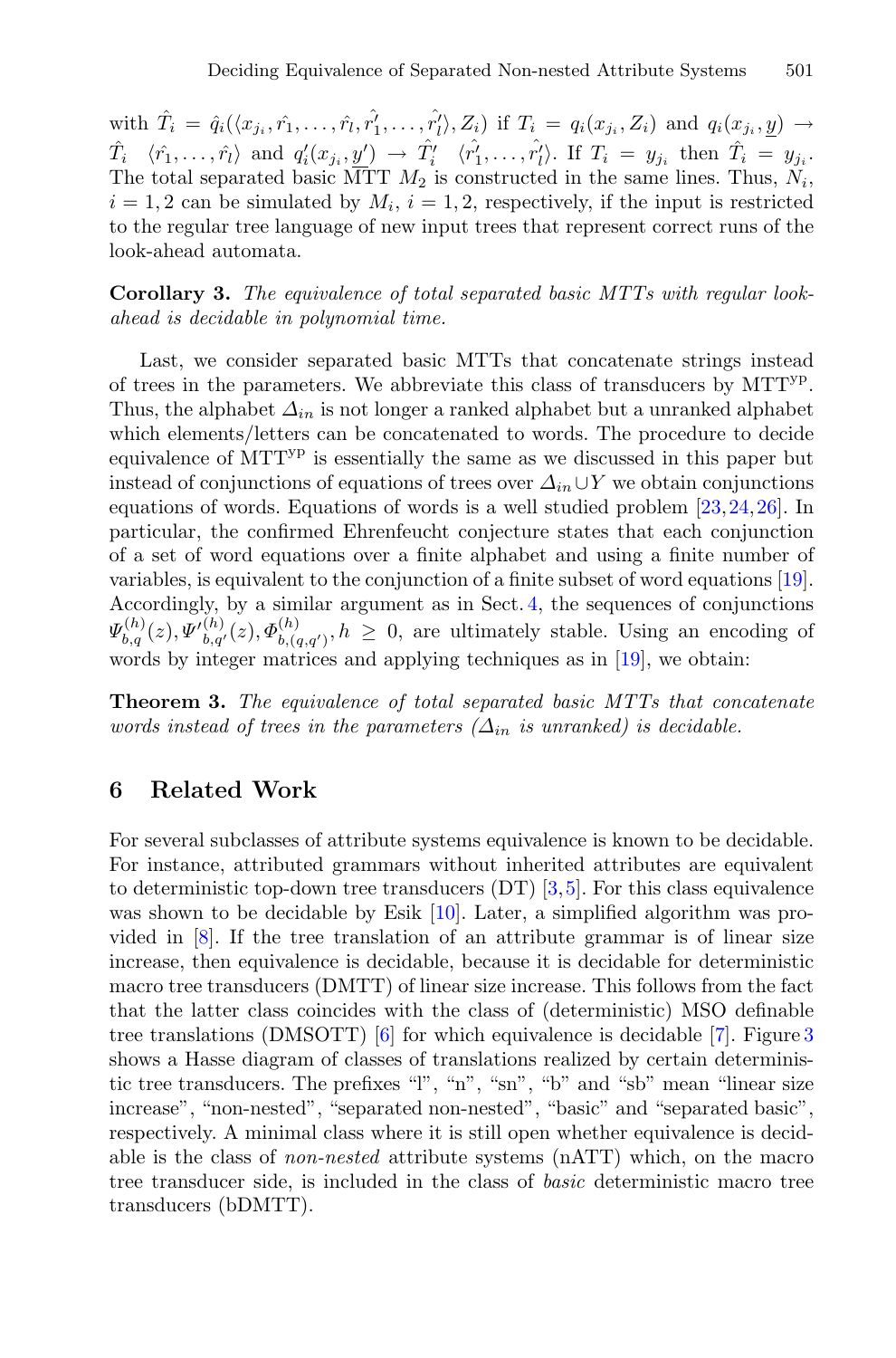with $\hat{T}_i = \hat{q}_i(\langle x_{j_i}, \hat{r_1}, \ldots, \hat{r_l}, \hat{r'_1}, \ldots, \hat{r'_l}\rangle, Z_i)$ if $T_i = q_i(x_{j_i}, Z_i)$ and $q_i(x_{j_i}, \underline{y}) \to \hat{T}_i \quad \langle \hat{r_1}, \ldots, \hat{r_l}\rangle$ and $q'_i(x_{j_i}, \underline{y'}) \to \hat{T}'_i \quad \langle \hat{r'_1}, \ldots, \hat{r'_l}\rangle$. If $T_i = y_{j_i}$ then $\hat{T}_i = y_{j_i}$. The total separated basic MTT $M_2$ is constructed in the same lines. Thus, $N_i$, $i = 1, 2$ can be simulated by $M_i$, $i = 1, 2$, respectively, if the input is restricted to the regular tree language of new input trees that represent correct runs of the look-ahead automata.

**Corollary 3.** *The equivalence of total separated basic MTTs with regular look-ahead is decidable in polynomial time.*

Last, we consider separated basic MTTs that concatenate strings instead of trees in the parameters. We abbreviate this class of transducers by $\text{MTT}^{\text{yp}}$. Thus, the alphabet $\Delta_{in}$ is not longer a ranked alphabet but a unranked alphabet which elements/letters can be concatenated to words. The procedure to decide equivalence of $\text{MTT}^{\text{yp}}$ is essentially the same as we discussed in this paper but instead of conjunctions of equations of trees over $\Delta_{in} \cup Y$ we obtain conjunctions equations of words. Equations of words is a well studied problem [23,24,26]. In particular, the confirmed Ehrenfeucht conjecture states that each conjunction of a set of word equations over a finite alphabet and using a finite number of variables, is equivalent to the conjunction of a finite subset of word equations [19]. Accordingly, by a similar argument as in Sect. 4, the sequences of conjunctions $\Psi_{b,q}^{(h)}(z), \Psi'^{(h)}_{b,q'}(z), \Phi_{b,(q,q')}^{(h)}, h \geq 0$, are ultimately stable. Using an encoding of words by integer matrices and applying techniques as in [19], we obtain:

**Theorem 3.** *The equivalence of total separated basic MTTs that concatenate words instead of trees in the parameters ($\Delta_{in}$ is unranked) is decidable.*

## 6 Related Work

For several subclasses of attribute systems equivalence is known to be decidable. For instance, attributed grammars without inherited attributes are equivalent to deterministic top-down tree transducers (DT) [3,5]. For this class equivalence was shown to be decidable by Esik [10]. Later, a simplified algorithm was provided in [8]. If the tree translation of an attribute grammar is of linear size increase, then equivalence is decidable, because it is decidable for deterministic macro tree transducers (DMTT) of linear size increase. This follows from the fact that the latter class coincides with the class of (deterministic) MSO definable tree translations (DMSOTT) [6] for which equivalence is decidable [7]. Figure 3 shows a Hasse diagram of classes of translations realized by certain deterministic tree transducers. The prefixes "l", "n", "sn", "b" and "sb" mean "linear size increase", "non-nested", "separated non-nested", "basic" and "separated basic", respectively. A minimal class where it is still open whether equivalence is decidable is the class of *non-nested* attribute systems (nATT) which, on the macro tree transducer side, is included in the class of *basic* deterministic macro tree transducers (bDMTT).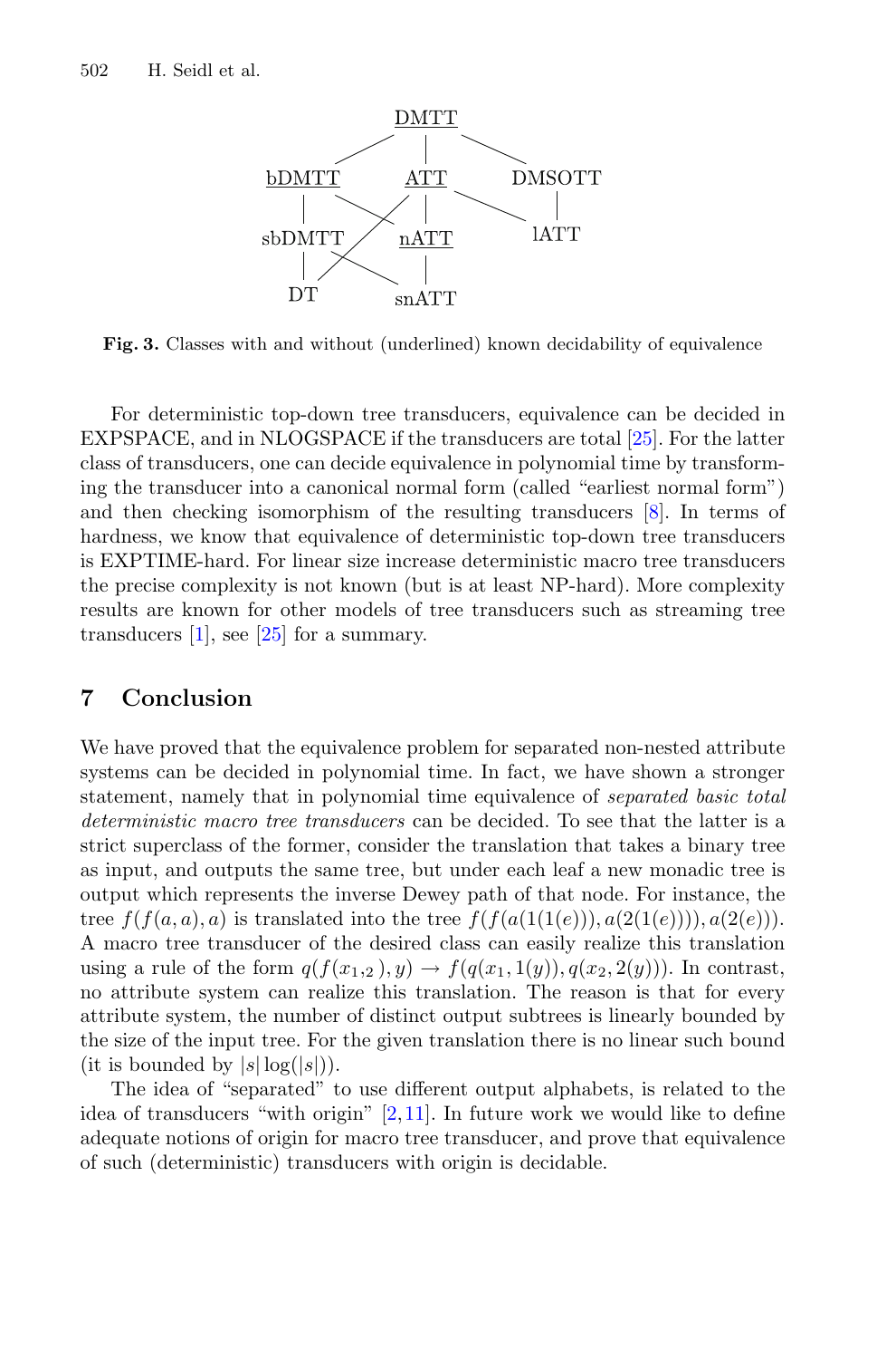DMTT

bDMTT ATT DMSOTT

sbDMTT nATT lATT

DT snATT

**Fig. 3.** Classes with and without (underlined) known decidability of equivalence

For deterministic top-down tree transducers, equivalence can be decided in EXPSPACE, and in NLOGSPACE if the transducers are total [25]. For the latter class of transducers, one can decide equivalence in polynomial time by transforming the transducer into a canonical normal form (called "earliest normal form") and then checking isomorphism of the resulting transducers [8]. In terms of hardness, we know that equivalence of deterministic top-down tree transducers is EXPTIME-hard. For linear size increase deterministic macro tree transducers the precise complexity is not known (but is at least NP-hard). More complexity results are known for other models of tree transducers such as streaming tree transducers [1], see [25] for a summary.

## 7 Conclusion

We have proved that the equivalence problem for separated non-nested attribute systems can be decided in polynomial time. In fact, we have shown a stronger statement, namely that in polynomial time equivalence of *separated basic total deterministic macro tree transducers* can be decided. To see that the latter is a strict superclass of the former, consider the translation that takes a binary tree as input, and outputs the same tree, but under each leaf a new monadic tree is output which represents the inverse Dewey path of that node. For instance, the tree $f(f(a,a),a)$ is translated into the tree $f(f(a(1(1(e))),a(2(1(e)))),a(2(e)))$. A macro tree transducer of the desired class can easily realize this translation using a rule of the form $q(f(x_{1,2}),y) \to f(q(x_1,1(y)),q(x_2,2(y)))$. In contrast, no attribute system can realize this translation. The reason is that for every attribute system, the number of distinct output subtrees is linearly bounded by the size of the input tree. For the given translation there is no linear such bound (it is bounded by $|s|\log(|s|)$).

The idea of "separated" to use different output alphabets, is related to the idea of transducers "with origin" [2,11]. In future work we would like to define adequate notions of origin for macro tree transducer, and prove that equivalence of such (deterministic) transducers with origin is decidable.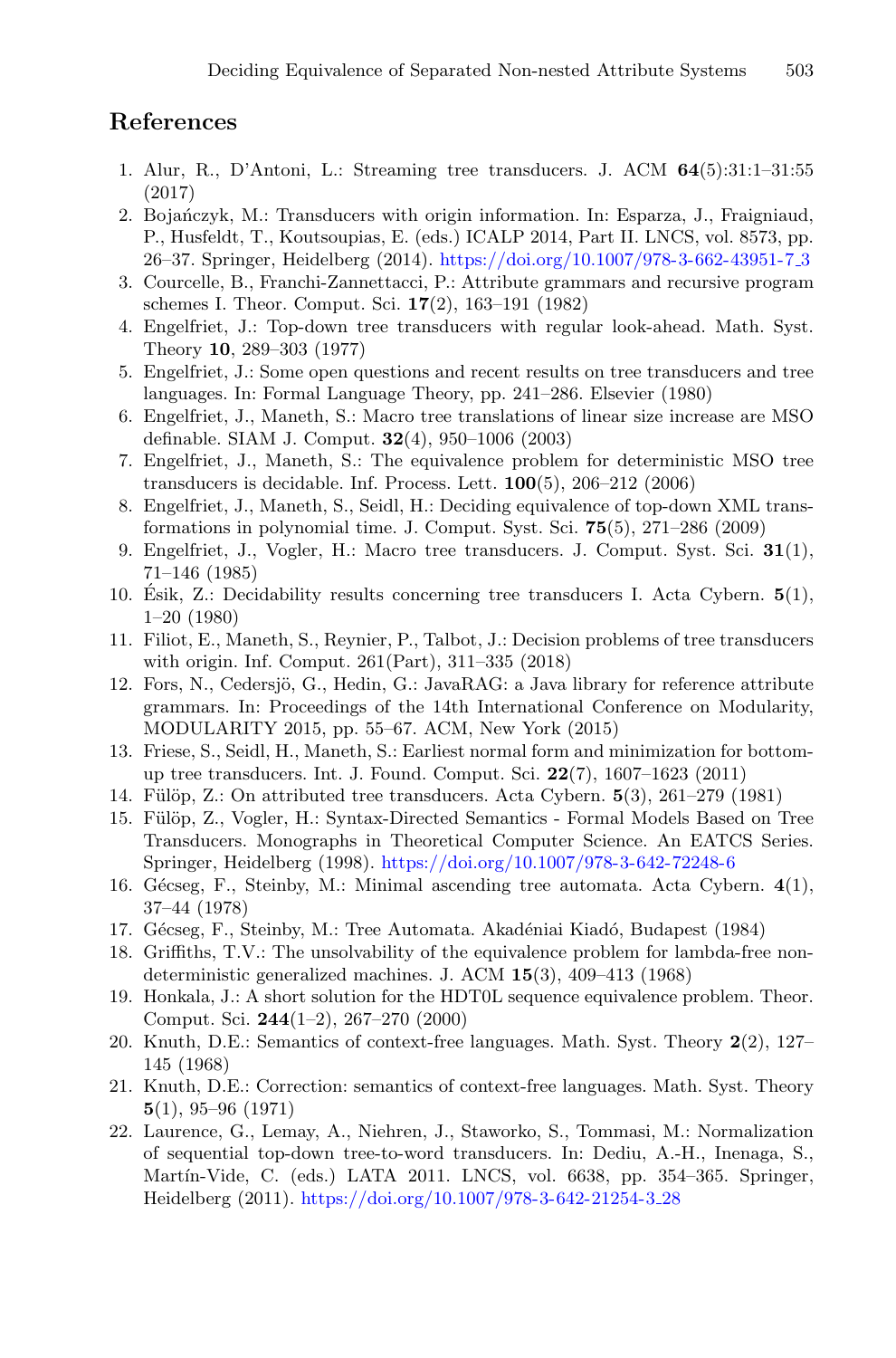## References

1. Alur, R., D'Antoni, L.: Streaming tree transducers. J. ACM **64**(5):31:1–31:55 (2017)
2. Bojańczyk, M.: Transducers with origin information. In: Esparza, J., Fraigniaud, P., Husfeldt, T., Koutsoupias, E. (eds.) ICALP 2014, Part II. LNCS, vol. 8573, pp. 26–37. Springer, Heidelberg (2014). https://doi.org/10.1007/978-3-662-43951-7_3
3. Courcelle, B., Franchi-Zannettacci, P.: Attribute grammars and recursive program schemes I. Theor. Comput. Sci. **17**(2), 163–191 (1982)
4. Engelfriet, J.: Top-down tree transducers with regular look-ahead. Math. Syst. Theory **10**, 289–303 (1977)
5. Engelfriet, J.: Some open questions and recent results on tree transducers and tree languages. In: Formal Language Theory, pp. 241–286. Elsevier (1980)
6. Engelfriet, J., Maneth, S.: Macro tree translations of linear size increase are MSO definable. SIAM J. Comput. **32**(4), 950–1006 (2003)
7. Engelfriet, J., Maneth, S.: The equivalence problem for deterministic MSO tree transducers is decidable. Inf. Process. Lett. **100**(5), 206–212 (2006)
8. Engelfriet, J., Maneth, S., Seidl, H.: Deciding equivalence of top-down XML transformations in polynomial time. J. Comput. Syst. Sci. **75**(5), 271–286 (2009)
9. Engelfriet, J., Vogler, H.: Macro tree transducers. J. Comput. Syst. Sci. **31**(1), 71–146 (1985)
10. Ésik, Z.: Decidability results concerning tree transducers I. Acta Cybern. **5**(1), 1–20 (1980)
11. Filiot, E., Maneth, S., Reynier, P., Talbot, J.: Decision problems of tree transducers with origin. Inf. Comput. 261(Part), 311–335 (2018)
12. Fors, N., Cedersjö, G., Hedin, G.: JavaRAG: a Java library for reference attribute grammars. In: Proceedings of the 14th International Conference on Modularity, MODULARITY 2015, pp. 55–67. ACM, New York (2015)
13. Friese, S., Seidl, H., Maneth, S.: Earliest normal form and minimization for bottom-up tree transducers. Int. J. Found. Comput. Sci. **22**(7), 1607–1623 (2011)
14. Fülöp, Z.: On attributed tree transducers. Acta Cybern. **5**(3), 261–279 (1981)
15. Fülöp, Z., Vogler, H.: Syntax-Directed Semantics - Formal Models Based on Tree Transducers. Monographs in Theoretical Computer Science. An EATCS Series. Springer, Heidelberg (1998). https://doi.org/10.1007/978-3-642-72248-6
16. Gécseg, F., Steinby, M.: Minimal ascending tree automata. Acta Cybern. **4**(1), 37–44 (1978)
17. Gécseg, F., Steinby, M.: Tree Automata. Akadéniai Kiadó, Budapest (1984)
18. Griffiths, T.V.: The unsolvability of the equivalence problem for lambda-free nondeterministic generalized machines. J. ACM **15**(3), 409–413 (1968)
19. Honkala, J.: A short solution for the HDT0L sequence equivalence problem. Theor. Comput. Sci. **244**(1–2), 267–270 (2000)
20. Knuth, D.E.: Semantics of context-free languages. Math. Syst. Theory **2**(2), 127–145 (1968)
21. Knuth, D.E.: Correction: semantics of context-free languages. Math. Syst. Theory **5**(1), 95–96 (1971)
22. Laurence, G., Lemay, A., Niehren, J., Staworko, S., Tommasi, M.: Normalization of sequential top-down tree-to-word transducers. In: Dediu, A.-H., Inenaga, S., Martín-Vide, C. (eds.) LATA 2011. LNCS, vol. 6638, pp. 354–365. Springer, Heidelberg (2011). https://doi.org/10.1007/978-3-642-21254-3_28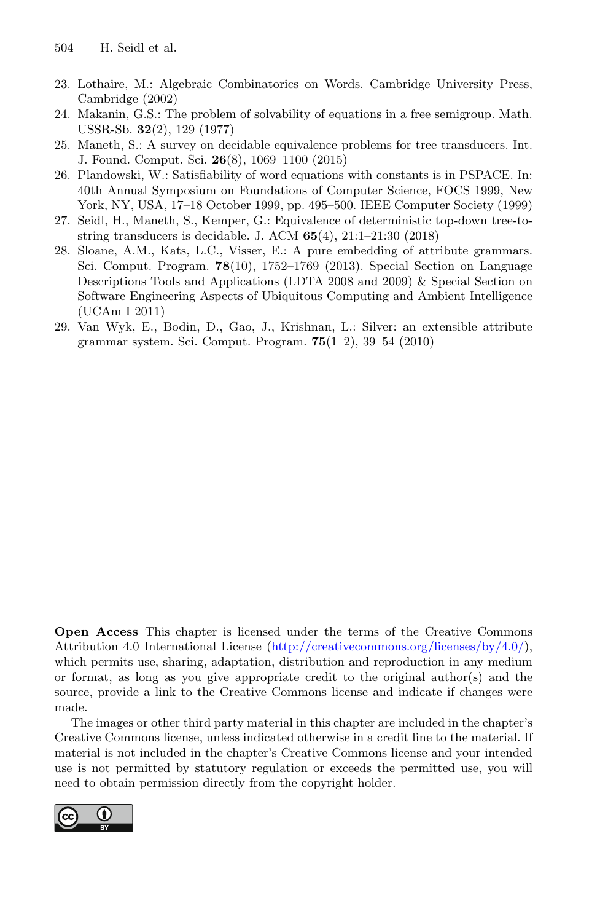23. Lothaire, M.: Algebraic Combinatorics on Words. Cambridge University Press, Cambridge (2002)
24. Makanin, G.S.: The problem of solvability of equations in a free semigroup. Math. USSR-Sb. **32**(2), 129 (1977)
25. Maneth, S.: A survey on decidable equivalence problems for tree transducers. Int. J. Found. Comput. Sci. **26**(8), 1069–1100 (2015)
26. Plandowski, W.: Satisfiability of word equations with constants is in PSPACE. In: 40th Annual Symposium on Foundations of Computer Science, FOCS 1999, New York, NY, USA, 17–18 October 1999, pp. 495–500. IEEE Computer Society (1999)
27. Seidl, H., Maneth, S., Kemper, G.: Equivalence of deterministic top-down tree-to-string transducers is decidable. J. ACM **65**(4), 21:1–21:30 (2018)
28. Sloane, A.M., Kats, L.C., Visser, E.: A pure embedding of attribute grammars. Sci. Comput. Program. **78**(10), 1752–1769 (2013). Special Section on Language Descriptions Tools and Applications (LDTA 2008 and 2009) & Special Section on Software Engineering Aspects of Ubiquitous Computing and Ambient Intelligence (UCAm I 2011)
29. Van Wyk, E., Bodin, D., Gao, J., Krishnan, L.: Silver: an extensible attribute grammar system. Sci. Comput. Program. **75**(1–2), 39–54 (2010)

**Open Access** This chapter is licensed under the terms of the Creative Commons Attribution 4.0 International License (http://creativecommons.org/licenses/by/4.0/), which permits use, sharing, adaptation, distribution and reproduction in any medium or format, as long as you give appropriate credit to the original author(s) and the source, provide a link to the Creative Commons license and indicate if changes were made.

The images or other third party material in this chapter are included in the chapter's Creative Commons license, unless indicated otherwise in a credit line to the material. If material is not included in the chapter's Creative Commons license and your intended use is not permitted by statutory regulation or exceeds the permitted use, you will need to obtain permission directly from the copyright holder.